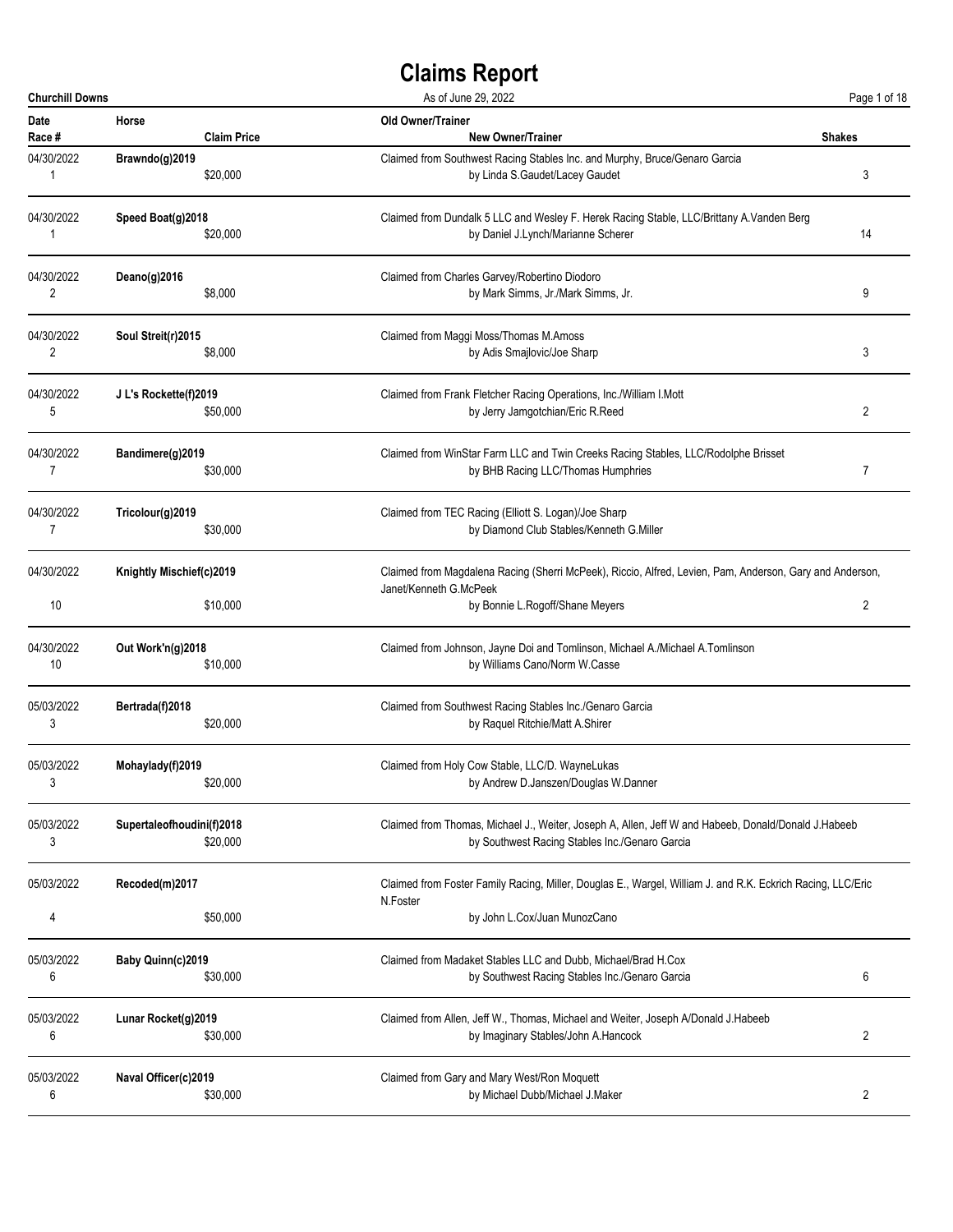# Claims Report

**Churchill Downs** — As of June 29, 2022

| Date / Race # | Horse / Claim Price | Old Owner/Trainer / New Owner/Trainer | Shakes |
|---|---|---|---|
| 04/30/2022 / 1 | **Brawndo(g)2019** / $20,000 | Claimed from Southwest Racing Stables Inc. and Murphy, Bruce/Genaro Garcia / by Linda S.Gaudet/Lacey Gaudet | 3 |
| 04/30/2022 / 1 | **Speed Boat(g)2018** / $20,000 | Claimed from Dundalk 5 LLC and Wesley F. Herek Racing Stable, LLC/Brittany A.Vanden Berg / by Daniel J.Lynch/Marianne Scherer | 14 |
| 04/30/2022 / 2 | **Deano(g)2016** / $8,000 | Claimed from Charles Garvey/Robertino Diodoro / by Mark Simms, Jr./Mark Simms, Jr. | 9 |
| 04/30/2022 / 2 | **Soul Streit(r)2015** / $8,000 | Claimed from Maggi Moss/Thomas M.Amoss / by Adis Smajlovic/Joe Sharp | 3 |
| 04/30/2022 / 5 | **J L's Rockette(f)2019** / $50,000 | Claimed from Frank Fletcher Racing Operations, Inc./William I.Mott / by Jerry Jamgotchian/Eric R.Reed | 2 |
| 04/30/2022 / 7 | **Bandimere(g)2019** / $30,000 | Claimed from WinStar Farm LLC and Twin Creeks Racing Stables, LLC/Rodolphe Brisset / by BHB Racing LLC/Thomas Humphries | 7 |
| 04/30/2022 / 7 | **Tricolour(g)2019** / $30,000 | Claimed from TEC Racing (Elliott S. Logan)/Joe Sharp / by Diamond Club Stables/Kenneth G.Miller | |
| 04/30/2022 / 10 | **Knightly Mischief(c)2019** / $10,000 | Claimed from Magdalena Racing (Sherri McPeek), Riccio, Alfred, Levien, Pam, Anderson, Gary and Anderson, Janet/Kenneth G.McPeek / by Bonnie L.Rogoff/Shane Meyers | 2 |
| 04/30/2022 / 10 | **Out Work'n(g)2018** / $10,000 | Claimed from Johnson, Jayne Doi and Tomlinson, Michael A./Michael A.Tomlinson / by Williams Cano/Norm W.Casse | |
| 05/03/2022 / 3 | **Bertrada(f)2018** / $20,000 | Claimed from Southwest Racing Stables Inc./Genaro Garcia / by Raquel Ritchie/Matt A.Shirer | |
| 05/03/2022 / 3 | **Mohaylady(f)2019** / $20,000 | Claimed from Holy Cow Stable, LLC/D. WayneLukas / by Andrew D.Janszen/Douglas W.Danner | |
| 05/03/2022 / 3 | **Supertaleofhoudini(f)2018** / $20,000 | Claimed from Thomas, Michael J., Weiter, Joseph A, Allen, Jeff W and Habeeb, Donald/Donald J.Habeeb / by Southwest Racing Stables Inc./Genaro Garcia | |
| 05/03/2022 / 4 | **Recoded(m)2017** / $50,000 | Claimed from Foster Family Racing, Miller, Douglas E., Wargel, William J. and R.K. Eckrich Racing, LLC/Eric N.Foster / by John L.Cox/Juan MunozCano | |
| 05/03/2022 / 6 | **Baby Quinn(c)2019** / $30,000 | Claimed from Madaket Stables LLC and Dubb, Michael/Brad H.Cox / by Southwest Racing Stables Inc./Genaro Garcia | 6 |
| 05/03/2022 / 6 | **Lunar Rocket(g)2019** / $30,000 | Claimed from Allen, Jeff W., Thomas, Michael and Weiter, Joseph A/Donald J.Habeeb / by Imaginary Stables/John A.Hancock | 2 |
| 05/03/2022 / 6 | **Naval Officer(c)2019** / $30,000 | Claimed from Gary and Mary West/Ron Moquett / by Michael Dubb/Michael J.Maker | 2 |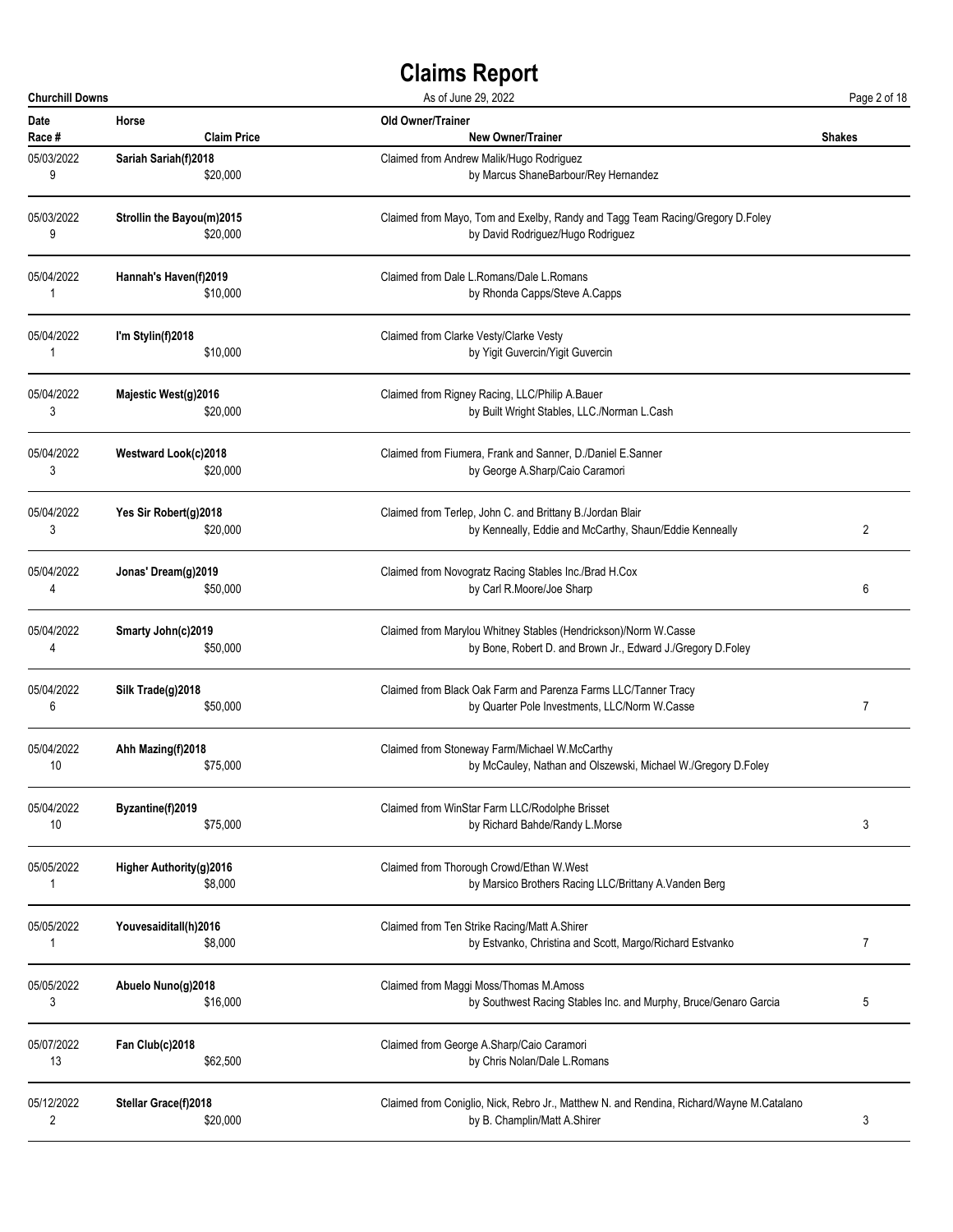# Claims Report

**Churchill Downs** — As of June 29, 2022

| Date / Race # | Horse / Claim Price | Old Owner/Trainer / New Owner/Trainer | Shakes |
|---|---|---|---|
| 05/03/2022<br>9 | **Sariah Sariah(f)2018**<br>$20,000 | Claimed from Andrew Malik/Hugo Rodriguez<br>by Marcus ShaneBarbour/Rey Hernandez | |
| 05/03/2022<br>9 | **Strollin the Bayou(m)2015**<br>$20,000 | Claimed from Mayo, Tom and Exelby, Randy and Tagg Team Racing/Gregory D.Foley<br>by David Rodriguez/Hugo Rodriguez | |
| 05/04/2022<br>1 | **Hannah's Haven(f)2019**<br>$10,000 | Claimed from Dale L.Romans/Dale L.Romans<br>by Rhonda Capps/Steve A.Capps | |
| 05/04/2022<br>1 | **I'm Stylin(f)2018**<br>$10,000 | Claimed from Clarke Vesty/Clarke Vesty<br>by Yigit Guvercin/Yigit Guvercin | |
| 05/04/2022<br>3 | **Majestic West(g)2016**<br>$20,000 | Claimed from Rigney Racing, LLC/Philip A.Bauer<br>by Built Wright Stables, LLC./Norman L.Cash | |
| 05/04/2022<br>3 | **Westward Look(c)2018**<br>$20,000 | Claimed from Fiumera, Frank and Sanner, D./Daniel E.Sanner<br>by George A.Sharp/Caio Caramori | |
| 05/04/2022<br>3 | **Yes Sir Robert(g)2018**<br>$20,000 | Claimed from Terlep, John C. and Brittany B./Jordan Blair<br>by Kenneally, Eddie and McCarthy, Shaun/Eddie Kenneally | 2 |
| 05/04/2022<br>4 | **Jonas' Dream(g)2019**<br>$50,000 | Claimed from Novogratz Racing Stables Inc./Brad H.Cox<br>by Carl R.Moore/Joe Sharp | 6 |
| 05/04/2022<br>4 | **Smarty John(c)2019**<br>$50,000 | Claimed from Marylou Whitney Stables (Hendrickson)/Norm W.Casse<br>by Bone, Robert D. and Brown Jr., Edward J./Gregory D.Foley | |
| 05/04/2022<br>6 | **Silk Trade(g)2018**<br>$50,000 | Claimed from Black Oak Farm and Parenza Farms LLC/Tanner Tracy<br>by Quarter Pole Investments, LLC/Norm W.Casse | 7 |
| 05/04/2022<br>10 | **Ahh Mazing(f)2018**<br>$75,000 | Claimed from Stoneway Farm/Michael W.McCarthy<br>by McCauley, Nathan and Olszewski, Michael W./Gregory D.Foley | |
| 05/04/2022<br>10 | **Byzantine(f)2019**<br>$75,000 | Claimed from WinStar Farm LLC/Rodolphe Brisset<br>by Richard Bahde/Randy L.Morse | 3 |
| 05/05/2022<br>1 | **Higher Authority(g)2016**<br>$8,000 | Claimed from Thorough Crowd/Ethan W.West<br>by Marsico Brothers Racing LLC/Brittany A.Vanden Berg | |
| 05/05/2022<br>1 | **Youvesaiditall(h)2016**<br>$8,000 | Claimed from Ten Strike Racing/Matt A.Shirer<br>by Estvanko, Christina and Scott, Margo/Richard Estvanko | 7 |
| 05/05/2022<br>3 | **Abuelo Nuno(g)2018**<br>$16,000 | Claimed from Maggi Moss/Thomas M.Amoss<br>by Southwest Racing Stables Inc. and Murphy, Bruce/Genaro Garcia | 5 |
| 05/07/2022<br>13 | **Fan Club(c)2018**<br>$62,500 | Claimed from George A.Sharp/Caio Caramori<br>by Chris Nolan/Dale L.Romans | |
| 05/12/2022<br>2 | **Stellar Grace(f)2018**<br>$20,000 | Claimed from Coniglio, Nick, Rebro Jr., Matthew N. and Rendina, Richard/Wayne M.Catalano<br>by B. Champlin/Matt A.Shirer | 3 |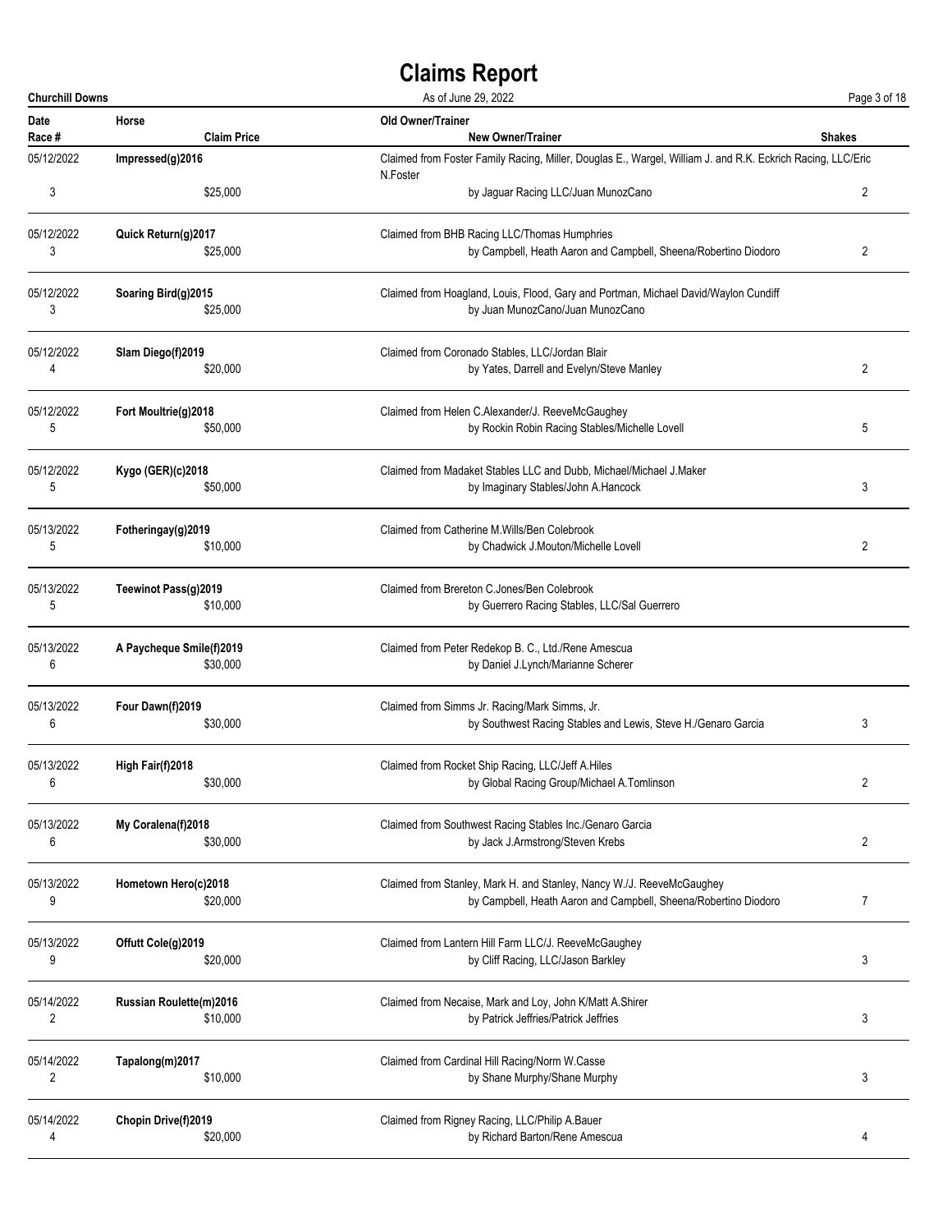# Claims Report

**Churchill Downs** As of June 29, 2022

| Date / Race # | Horse / Claim Price | Old Owner/Trainer / New Owner/Trainer | Shakes |
|---|---|---|---|
| 05/12/2022 / 3 | Impressed(g)2016 / $25,000 | Claimed from Foster Family Racing, Miller, Douglas E., Wargel, William J. and R.K. Eckrich Racing, LLC/Eric N.Foster by Jaguar Racing LLC/Juan MunozCano | 2 |
| 05/12/2022 / 3 | Quick Return(g)2017 / $25,000 | Claimed from BHB Racing LLC/Thomas Humphries by Campbell, Heath Aaron and Campbell, Sheena/Robertino Diodoro | 2 |
| 05/12/2022 / 3 | Soaring Bird(g)2015 / $25,000 | Claimed from Hoagland, Louis, Flood, Gary and Portman, Michael David/Waylon Cundiff by Juan MunozCano/Juan MunozCano | |
| 05/12/2022 / 4 | Slam Diego(f)2019 / $20,000 | Claimed from Coronado Stables, LLC/Jordan Blair by Yates, Darrell and Evelyn/Steve Manley | 2 |
| 05/12/2022 / 5 | Fort Moultrie(g)2018 / $50,000 | Claimed from Helen C.Alexander/J. ReeveMcGaughey by Rockin Robin Racing Stables/Michelle Lovell | 5 |
| 05/12/2022 / 5 | Kygo (GER)(c)2018 / $50,000 | Claimed from Madaket Stables LLC and Dubb, Michael/Michael J.Maker by Imaginary Stables/John A.Hancock | 3 |
| 05/13/2022 / 5 | Fotheringay(g)2019 / $10,000 | Claimed from Catherine M.Wills/Ben Colebrook by Chadwick J.Mouton/Michelle Lovell | 2 |
| 05/13/2022 / 5 | Teewinot Pass(g)2019 / $10,000 | Claimed from Brereton C.Jones/Ben Colebrook by Guerrero Racing Stables, LLC/Sal Guerrero | |
| 05/13/2022 / 6 | A Paycheque Smile(f)2019 / $30,000 | Claimed from Peter Redekop B. C., Ltd./Rene Amescua by Daniel J.Lynch/Marianne Scherer | |
| 05/13/2022 / 6 | Four Dawn(f)2019 / $30,000 | Claimed from Simms Jr. Racing/Mark Simms, Jr. by Southwest Racing Stables and Lewis, Steve H./Genaro Garcia | 3 |
| 05/13/2022 / 6 | High Fair(f)2018 / $30,000 | Claimed from Rocket Ship Racing, LLC/Jeff A.Hiles by Global Racing Group/Michael A.Tomlinson | 2 |
| 05/13/2022 / 6 | My Coralena(f)2018 / $30,000 | Claimed from Southwest Racing Stables Inc./Genaro Garcia by Jack J.Armstrong/Steven Krebs | 2 |
| 05/13/2022 / 9 | Hometown Hero(c)2018 / $20,000 | Claimed from Stanley, Mark H. and Stanley, Nancy W./J. ReeveMcGaughey by Campbell, Heath Aaron and Campbell, Sheena/Robertino Diodoro | 7 |
| 05/13/2022 / 9 | Offutt Cole(g)2019 / $20,000 | Claimed from Lantern Hill Farm LLC/J. ReeveMcGaughey by Cliff Racing, LLC/Jason Barkley | 3 |
| 05/14/2022 / 2 | Russian Roulette(m)2016 / $10,000 | Claimed from Necaise, Mark and Loy, John K/Matt A.Shirer by Patrick Jeffries/Patrick Jeffries | 3 |
| 05/14/2022 / 2 | Tapalong(m)2017 / $10,000 | Claimed from Cardinal Hill Racing/Norm W.Casse by Shane Murphy/Shane Murphy | 3 |
| 05/14/2022 / 4 | Chopin Drive(f)2019 / $20,000 | Claimed from Rigney Racing, LLC/Philip A.Bauer by Richard Barton/Rene Amescua | 4 |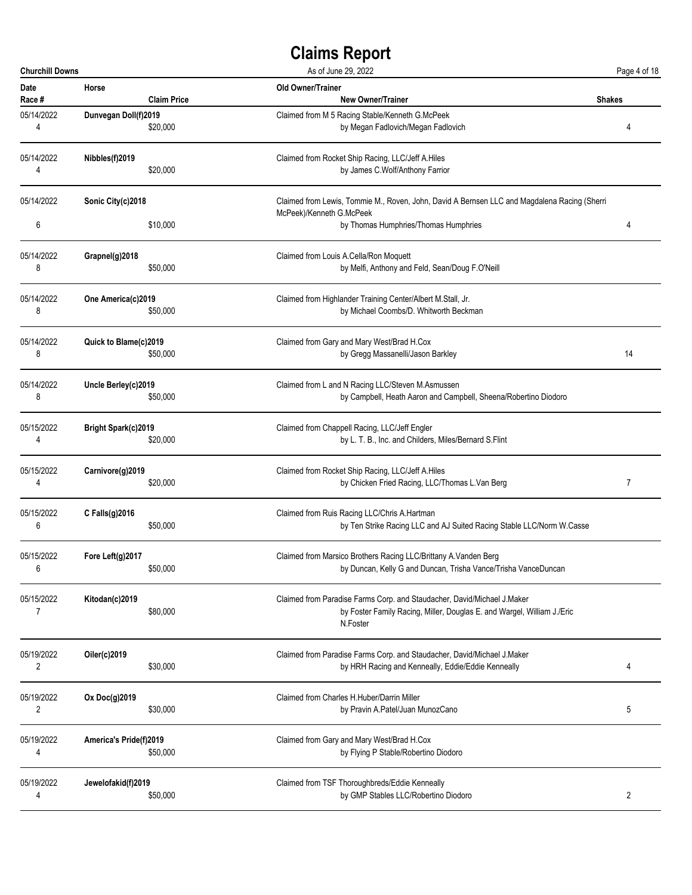# Claims Report

**Churchill Downs** — As of June 29, 2022

| Date<br>Race # | Horse<br>Claim Price | Old Owner/Trainer<br>New Owner/Trainer | Shakes |
|---|---|---|---|
| 05/14/2022<br>4 | **Dunvegan Doll(f)2019**<br>$20,000 | Claimed from M 5 Racing Stable/Kenneth G.McPeek<br>by Megan Fadlovich/Megan Fadlovich | 4 |
| 05/14/2022<br>4 | **Nibbles(f)2019**<br>$20,000 | Claimed from Rocket Ship Racing, LLC/Jeff A.Hiles<br>by James C.Wolf/Anthony Farrior | |
| 05/14/2022<br>6 | **Sonic City(c)2018**<br>$10,000 | Claimed from Lewis, Tommie M., Roven, John, David A Bernsen LLC and Magdalena Racing (Sherri McPeek)/Kenneth G.McPeek<br>by Thomas Humphries/Thomas Humphries | 4 |
| 05/14/2022<br>8 | **Grapnel(g)2018**<br>$50,000 | Claimed from Louis A.Cella/Ron Moquett<br>by Melfi, Anthony and Feld, Sean/Doug F.O'Neill | |
| 05/14/2022<br>8 | **One America(c)2019**<br>$50,000 | Claimed from Highlander Training Center/Albert M.Stall, Jr.<br>by Michael Coombs/D. Whitworth Beckman | |
| 05/14/2022<br>8 | **Quick to Blame(c)2019**<br>$50,000 | Claimed from Gary and Mary West/Brad H.Cox<br>by Gregg Massanelli/Jason Barkley | 14 |
| 05/14/2022<br>8 | **Uncle Berley(c)2019**<br>$50,000 | Claimed from L and N Racing LLC/Steven M.Asmussen<br>by Campbell, Heath Aaron and Campbell, Sheena/Robertino Diodoro | |
| 05/15/2022<br>4 | **Bright Spark(c)2019**<br>$20,000 | Claimed from Chappell Racing, LLC/Jeff Engler<br>by L. T. B., Inc. and Childers, Miles/Bernard S.Flint | |
| 05/15/2022<br>4 | **Carnivore(g)2019**<br>$20,000 | Claimed from Rocket Ship Racing, LLC/Jeff A.Hiles<br>by Chicken Fried Racing, LLC/Thomas L.Van Berg | 7 |
| 05/15/2022<br>6 | **C Falls(g)2016**<br>$50,000 | Claimed from Ruis Racing LLC/Chris A.Hartman<br>by Ten Strike Racing LLC and AJ Suited Racing Stable LLC/Norm W.Casse | |
| 05/15/2022<br>6 | **Fore Left(g)2017**<br>$50,000 | Claimed from Marsico Brothers Racing LLC/Brittany A.Vanden Berg<br>by Duncan, Kelly G and Duncan, Trisha Vance/Trisha VanceDuncan | |
| 05/15/2022<br>7 | **Kitodan(c)2019**<br>$80,000 | Claimed from Paradise Farms Corp. and Staudacher, David/Michael J.Maker<br>by Foster Family Racing, Miller, Douglas E. and Wargel, William J./Eric N.Foster | |
| 05/19/2022<br>2 | **Oiler(c)2019**<br>$30,000 | Claimed from Paradise Farms Corp. and Staudacher, David/Michael J.Maker<br>by HRH Racing and Kenneally, Eddie/Eddie Kenneally | 4 |
| 05/19/2022<br>2 | **Ox Doc(g)2019**<br>$30,000 | Claimed from Charles H.Huber/Darrin Miller<br>by Pravin A.Patel/Juan MunozCano | 5 |
| 05/19/2022<br>4 | **America's Pride(f)2019**<br>$50,000 | Claimed from Gary and Mary West/Brad H.Cox<br>by Flying P Stable/Robertino Diodoro | |
| 05/19/2022<br>4 | **Jewelofakid(f)2019**<br>$50,000 | Claimed from TSF Thoroughbreds/Eddie Kenneally<br>by GMP Stables LLC/Robertino Diodoro | 2 |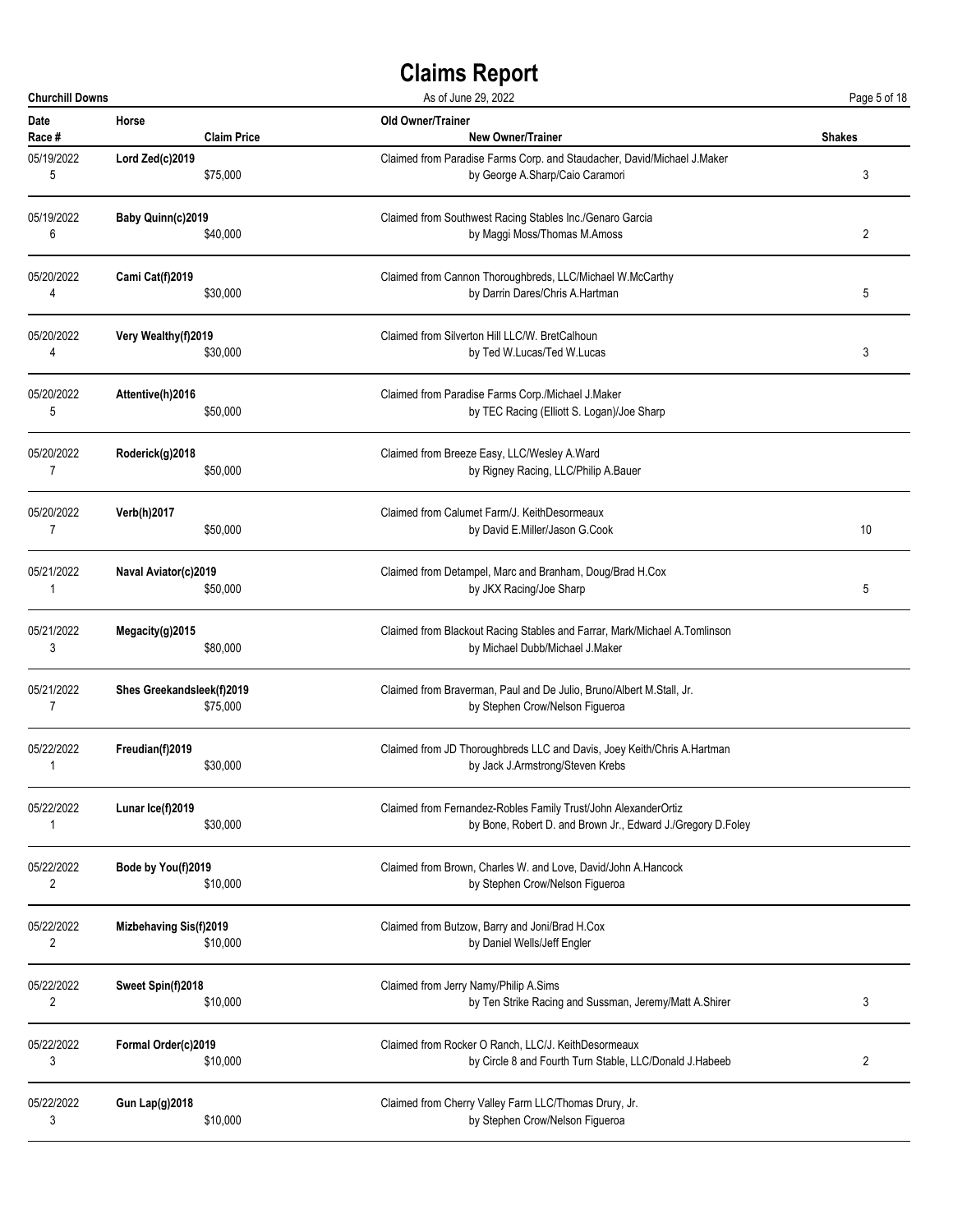# Claims Report

Churchill Downs — As of June 29, 2022

| Date<br>Race # | Horse<br>Claim Price | Old Owner/Trainer<br>New Owner/Trainer | Shakes |
|---|---|---|---|
| 05/19/2022<br>5 | Lord Zed(c)2019<br>$75,000 | Claimed from Paradise Farms Corp. and Staudacher, David/Michael J.Maker<br>by George A.Sharp/Caio Caramori | 3 |
| 05/19/2022<br>6 | Baby Quinn(c)2019<br>$40,000 | Claimed from Southwest Racing Stables Inc./Genaro Garcia<br>by Maggi Moss/Thomas M.Amoss | 2 |
| 05/20/2022<br>4 | Cami Cat(f)2019<br>$30,000 | Claimed from Cannon Thoroughbreds, LLC/Michael W.McCarthy<br>by Darrin Dares/Chris A.Hartman | 5 |
| 05/20/2022<br>4 | Very Wealthy(f)2019<br>$30,000 | Claimed from Silverton Hill LLC/W. BretCalhoun<br>by Ted W.Lucas/Ted W.Lucas | 3 |
| 05/20/2022<br>5 | Attentive(h)2016<br>$50,000 | Claimed from Paradise Farms Corp./Michael J.Maker<br>by TEC Racing (Elliott S. Logan)/Joe Sharp | |
| 05/20/2022<br>7 | Roderick(g)2018<br>$50,000 | Claimed from Breeze Easy, LLC/Wesley A.Ward<br>by Rigney Racing, LLC/Philip A.Bauer | |
| 05/20/2022<br>7 | Verb(h)2017<br>$50,000 | Claimed from Calumet Farm/J. KeithDesormeaux<br>by David E.Miller/Jason G.Cook | 10 |
| 05/21/2022<br>1 | Naval Aviator(c)2019<br>$50,000 | Claimed from Detampel, Marc and Branham, Doug/Brad H.Cox<br>by JKX Racing/Joe Sharp | 5 |
| 05/21/2022<br>3 | Megacity(g)2015<br>$80,000 | Claimed from Blackout Racing Stables and Farrar, Mark/Michael A.Tomlinson<br>by Michael Dubb/Michael J.Maker | |
| 05/21/2022<br>7 | Shes Greekandsleek(f)2019<br>$75,000 | Claimed from Braverman, Paul and De Julio, Bruno/Albert M.Stall, Jr.<br>by Stephen Crow/Nelson Figueroa | |
| 05/22/2022<br>1 | Freudian(f)2019<br>$30,000 | Claimed from JD Thoroughbreds LLC and Davis, Joey Keith/Chris A.Hartman<br>by Jack J.Armstrong/Steven Krebs | |
| 05/22/2022<br>1 | Lunar Ice(f)2019<br>$30,000 | Claimed from Fernandez-Robles Family Trust/John AlexanderOrtiz<br>by Bone, Robert D. and Brown Jr., Edward J./Gregory D.Foley | |
| 05/22/2022<br>2 | Bode by You(f)2019<br>$10,000 | Claimed from Brown, Charles W. and Love, David/John A.Hancock<br>by Stephen Crow/Nelson Figueroa | |
| 05/22/2022<br>2 | Mizbehaving Sis(f)2019<br>$10,000 | Claimed from Butzow, Barry and Joni/Brad H.Cox<br>by Daniel Wells/Jeff Engler | |
| 05/22/2022<br>2 | Sweet Spin(f)2018<br>$10,000 | Claimed from Jerry Namy/Philip A.Sims<br>by Ten Strike Racing and Sussman, Jeremy/Matt A.Shirer | 3 |
| 05/22/2022<br>3 | Formal Order(c)2019<br>$10,000 | Claimed from Rocker O Ranch, LLC/J. KeithDesormeaux<br>by Circle 8 and Fourth Turn Stable, LLC/Donald J.Habeeb | 2 |
| 05/22/2022<br>3 | Gun Lap(g)2018<br>$10,000 | Claimed from Cherry Valley Farm LLC/Thomas Drury, Jr.<br>by Stephen Crow/Nelson Figueroa | |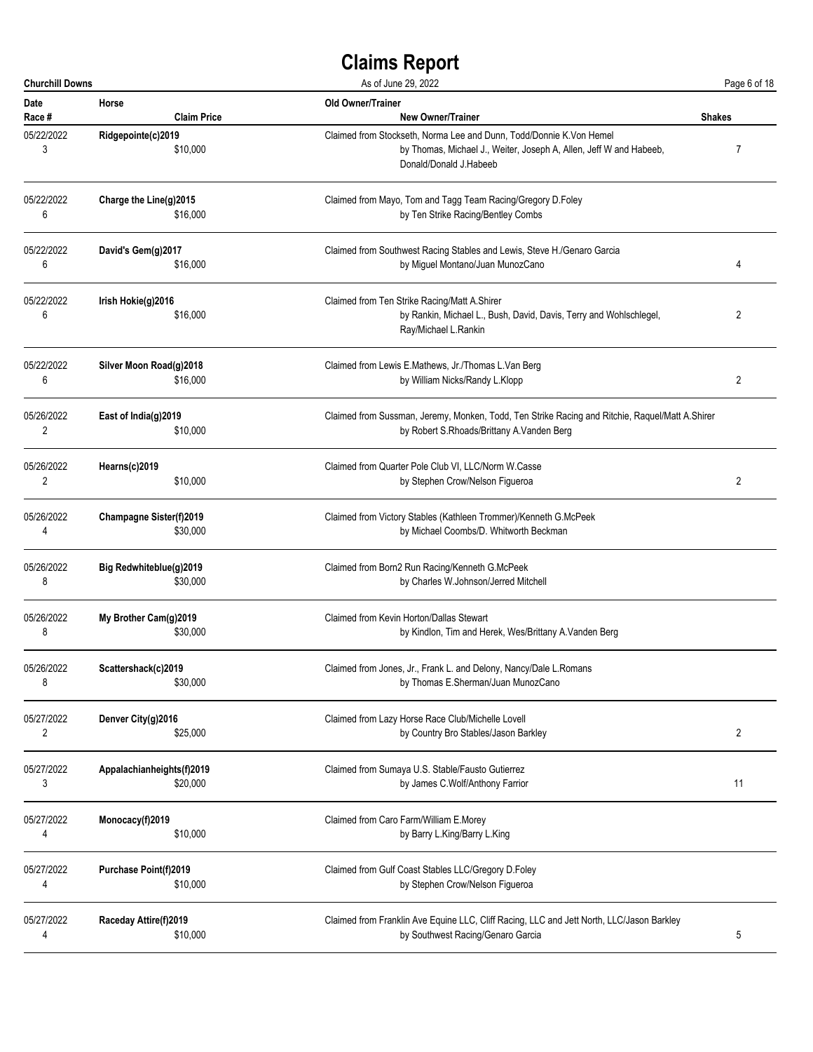# Claims Report

**Churchill Downs** — As of June 29, 2022

| Date / Race # | Horse / Claim Price | Old Owner/Trainer / New Owner/Trainer | Shakes |
|---|---|---|---|
| 05/22/2022<br>3 | **Ridgepointe(c)2019**<br>$10,000 | Claimed from Stockseth, Norma Lee and Dunn, Todd/Donnie K.Von Hemel<br>by Thomas, Michael J., Weiter, Joseph A, Allen, Jeff W and Habeeb, Donald/Donald J.Habeeb | 7 |
| 05/22/2022<br>6 | **Charge the Line(g)2015**<br>$16,000 | Claimed from Mayo, Tom and Tagg Team Racing/Gregory D.Foley<br>by Ten Strike Racing/Bentley Combs | |
| 05/22/2022<br>6 | **David's Gem(g)2017**<br>$16,000 | Claimed from Southwest Racing Stables and Lewis, Steve H./Genaro Garcia<br>by Miguel Montano/Juan MunozCano | 4 |
| 05/22/2022<br>6 | **Irish Hokie(g)2016**<br>$16,000 | Claimed from Ten Strike Racing/Matt A.Shirer<br>by Rankin, Michael L., Bush, David, Davis, Terry and Wohlschlegel, Ray/Michael L.Rankin | 2 |
| 05/22/2022<br>6 | **Silver Moon Road(g)2018**<br>$16,000 | Claimed from Lewis E.Mathews, Jr./Thomas L.Van Berg<br>by William Nicks/Randy L.Klopp | 2 |
| 05/26/2022<br>2 | **East of India(g)2019**<br>$10,000 | Claimed from Sussman, Jeremy, Monken, Todd, Ten Strike Racing and Ritchie, Raquel/Matt A.Shirer<br>by Robert S.Rhoads/Brittany A.Vanden Berg | |
| 05/26/2022<br>2 | **Hearns(c)2019**<br>$10,000 | Claimed from Quarter Pole Club VI, LLC/Norm W.Casse<br>by Stephen Crow/Nelson Figueroa | 2 |
| 05/26/2022<br>4 | **Champagne Sister(f)2019**<br>$30,000 | Claimed from Victory Stables (Kathleen Trommer)/Kenneth G.McPeek<br>by Michael Coombs/D. Whitworth Beckman | |
| 05/26/2022<br>8 | **Big Redwhiteblue(g)2019**<br>$30,000 | Claimed from Born2 Run Racing/Kenneth G.McPeek<br>by Charles W.Johnson/Jerred Mitchell | |
| 05/26/2022<br>8 | **My Brother Cam(g)2019**<br>$30,000 | Claimed from Kevin Horton/Dallas Stewart<br>by Kindlon, Tim and Herek, Wes/Brittany A.Vanden Berg | |
| 05/26/2022<br>8 | **Scattershack(c)2019**<br>$30,000 | Claimed from Jones, Jr., Frank L. and Delony, Nancy/Dale L.Romans<br>by Thomas E.Sherman/Juan MunozCano | |
| 05/27/2022<br>2 | **Denver City(g)2016**<br>$25,000 | Claimed from Lazy Horse Race Club/Michelle Lovell<br>by Country Bro Stables/Jason Barkley | 2 |
| 05/27/2022<br>3 | **Appalachianheights(f)2019**<br>$20,000 | Claimed from Sumaya U.S. Stable/Fausto Gutierrez<br>by James C.Wolf/Anthony Farrior | 11 |
| 05/27/2022<br>4 | **Monocacy(f)2019**<br>$10,000 | Claimed from Caro Farm/William E.Morey<br>by Barry L.King/Barry L.King | |
| 05/27/2022<br>4 | **Purchase Point(f)2019**<br>$10,000 | Claimed from Gulf Coast Stables LLC/Gregory D.Foley<br>by Stephen Crow/Nelson Figueroa | |
| 05/27/2022<br>4 | **Raceday Attire(f)2019**<br>$10,000 | Claimed from Franklin Ave Equine LLC, Cliff Racing, LLC and Jett North, LLC/Jason Barkley<br>by Southwest Racing/Genaro Garcia | 5 |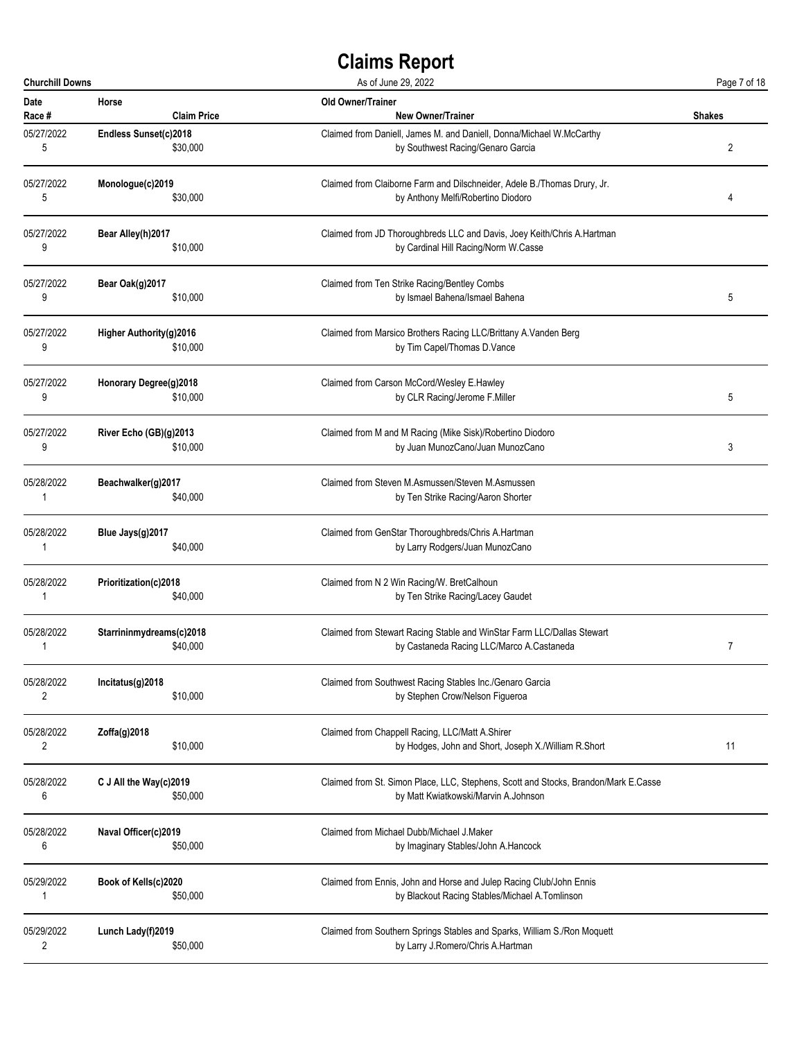# Claims Report

Churchill Downs — As of June 29, 2022

| Date<br>Race # | Horse<br>Claim Price | Old Owner/Trainer<br>New Owner/Trainer | Shakes |
|---|---|---|---|
| 05/27/2022<br>5 | Endless Sunset(c)2018<br>$30,000 | Claimed from Daniell, James M. and Daniell, Donna/Michael W.McCarthy<br>by Southwest Racing/Genaro Garcia | 2 |
| 05/27/2022<br>5 | Monologue(c)2019<br>$30,000 | Claimed from Claiborne Farm and Dilschneider, Adele B./Thomas Drury, Jr.<br>by Anthony Melfi/Robertino Diodoro | 4 |
| 05/27/2022<br>9 | Bear Alley(h)2017<br>$10,000 | Claimed from JD Thoroughbreds LLC and Davis, Joey Keith/Chris A.Hartman<br>by Cardinal Hill Racing/Norm W.Casse | |
| 05/27/2022<br>9 | Bear Oak(g)2017<br>$10,000 | Claimed from Ten Strike Racing/Bentley Combs<br>by Ismael Bahena/Ismael Bahena | 5 |
| 05/27/2022<br>9 | Higher Authority(g)2016<br>$10,000 | Claimed from Marsico Brothers Racing LLC/Brittany A.Vanden Berg<br>by Tim Capel/Thomas D.Vance | |
| 05/27/2022<br>9 | Honorary Degree(g)2018<br>$10,000 | Claimed from Carson McCord/Wesley E.Hawley<br>by CLR Racing/Jerome F.Miller | 5 |
| 05/27/2022<br>9 | River Echo (GB)(g)2013<br>$10,000 | Claimed from M and M Racing (Mike Sisk)/Robertino Diodoro<br>by Juan MunozCano/Juan MunozCano | 3 |
| 05/28/2022<br>1 | Beachwalker(g)2017<br>$40,000 | Claimed from Steven M.Asmussen/Steven M.Asmussen<br>by Ten Strike Racing/Aaron Shorter | |
| 05/28/2022<br>1 | Blue Jays(g)2017<br>$40,000 | Claimed from GenStar Thoroughbreds/Chris A.Hartman<br>by Larry Rodgers/Juan MunozCano | |
| 05/28/2022<br>1 | Prioritization(c)2018<br>$40,000 | Claimed from N 2 Win Racing/W. BretCalhoun<br>by Ten Strike Racing/Lacey Gaudet | |
| 05/28/2022<br>1 | Starrininmydreams(c)2018<br>$40,000 | Claimed from Stewart Racing Stable and WinStar Farm LLC/Dallas Stewart<br>by Castaneda Racing LLC/Marco A.Castaneda | 7 |
| 05/28/2022<br>2 | Incitatus(g)2018<br>$10,000 | Claimed from Southwest Racing Stables Inc./Genaro Garcia<br>by Stephen Crow/Nelson Figueroa | |
| 05/28/2022<br>2 | Zoffa(g)2018<br>$10,000 | Claimed from Chappell Racing, LLC/Matt A.Shirer<br>by Hodges, John and Short, Joseph X./William R.Short | 11 |
| 05/28/2022<br>6 | C J All the Way(c)2019<br>$50,000 | Claimed from St. Simon Place, LLC, Stephens, Scott and Stocks, Brandon/Mark E.Casse<br>by Matt Kwiatkowski/Marvin A.Johnson | |
| 05/28/2022<br>6 | Naval Officer(c)2019<br>$50,000 | Claimed from Michael Dubb/Michael J.Maker<br>by Imaginary Stables/John A.Hancock | |
| 05/29/2022<br>1 | Book of Kells(c)2020<br>$50,000 | Claimed from Ennis, John and Horse and Julep Racing Club/John Ennis<br>by Blackout Racing Stables/Michael A.Tomlinson | |
| 05/29/2022<br>2 | Lunch Lady(f)2019<br>$50,000 | Claimed from Southern Springs Stables and Sparks, William S./Ron Moquett<br>by Larry J.Romero/Chris A.Hartman | |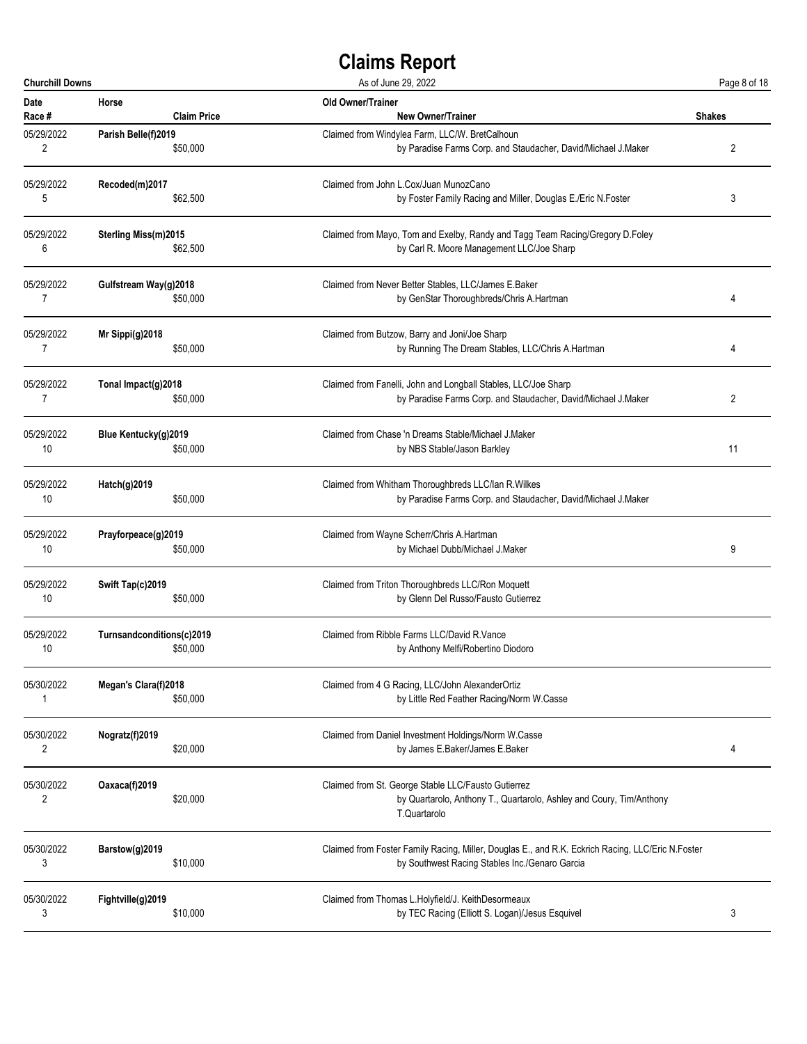# Claims Report

**Churchill Downs** — As of June 29, 2022

| Date / Race # | Horse / Claim Price | Old Owner/Trainer / New Owner/Trainer | Shakes |
|---|---|---|---|
| 05/29/2022 / 2 | **Parish Belle(f)2019** / $50,000 | Claimed from Windylea Farm, LLC/W. BretCalhoun / by Paradise Farms Corp. and Staudacher, David/Michael J.Maker | 2 |
| 05/29/2022 / 5 | **Recoded(m)2017** / $62,500 | Claimed from John L.Cox/Juan MunozCano / by Foster Family Racing and Miller, Douglas E./Eric N.Foster | 3 |
| 05/29/2022 / 6 | **Sterling Miss(m)2015** / $62,500 | Claimed from Mayo, Tom and Exelby, Randy and Tagg Team Racing/Gregory D.Foley / by Carl R. Moore Management LLC/Joe Sharp | |
| 05/29/2022 / 7 | **Gulfstream Way(g)2018** / $50,000 | Claimed from Never Better Stables, LLC/James E.Baker / by GenStar Thoroughbreds/Chris A.Hartman | 4 |
| 05/29/2022 / 7 | **Mr Sippi(g)2018** / $50,000 | Claimed from Butzow, Barry and Joni/Joe Sharp / by Running The Dream Stables, LLC/Chris A.Hartman | 4 |
| 05/29/2022 / 7 | **Tonal Impact(g)2018** / $50,000 | Claimed from Fanelli, John and Longball Stables, LLC/Joe Sharp / by Paradise Farms Corp. and Staudacher, David/Michael J.Maker | 2 |
| 05/29/2022 / 10 | **Blue Kentucky(g)2019** / $50,000 | Claimed from Chase 'n Dreams Stable/Michael J.Maker / by NBS Stable/Jason Barkley | 11 |
| 05/29/2022 / 10 | **Hatch(g)2019** / $50,000 | Claimed from Whitham Thoroughbreds LLC/Ian R.Wilkes / by Paradise Farms Corp. and Staudacher, David/Michael J.Maker | |
| 05/29/2022 / 10 | **Prayforpeace(g)2019** / $50,000 | Claimed from Wayne Scherr/Chris A.Hartman / by Michael Dubb/Michael J.Maker | 9 |
| 05/29/2022 / 10 | **Swift Tap(c)2019** / $50,000 | Claimed from Triton Thoroughbreds LLC/Ron Moquett / by Glenn Del Russo/Fausto Gutierrez | |
| 05/29/2022 / 10 | **Turnsandconditions(c)2019** / $50,000 | Claimed from Ribble Farms LLC/David R.Vance / by Anthony Melfi/Robertino Diodoro | |
| 05/30/2022 / 1 | **Megan's Clara(f)2018** / $50,000 | Claimed from 4 G Racing, LLC/John AlexanderOrtiz / by Little Red Feather Racing/Norm W.Casse | |
| 05/30/2022 / 2 | **Nogratz(f)2019** / $20,000 | Claimed from Daniel Investment Holdings/Norm W.Casse / by James E.Baker/James E.Baker | 4 |
| 05/30/2022 / 2 | **Oaxaca(f)2019** / $20,000 | Claimed from St. George Stable LLC/Fausto Gutierrez / by Quartarolo, Anthony T., Quartarolo, Ashley and Coury, Tim/Anthony T.Quartarolo | |
| 05/30/2022 / 3 | **Barstow(g)2019** / $10,000 | Claimed from Foster Family Racing, Miller, Douglas E., and R.K. Eckrich Racing, LLC/Eric N.Foster / by Southwest Racing Stables Inc./Genaro Garcia | |
| 05/30/2022 / 3 | **Fightville(g)2019** / $10,000 | Claimed from Thomas L.Holyfield/J. KeithDesormeaux / by TEC Racing (Elliott S. Logan)/Jesus Esquivel | 3 |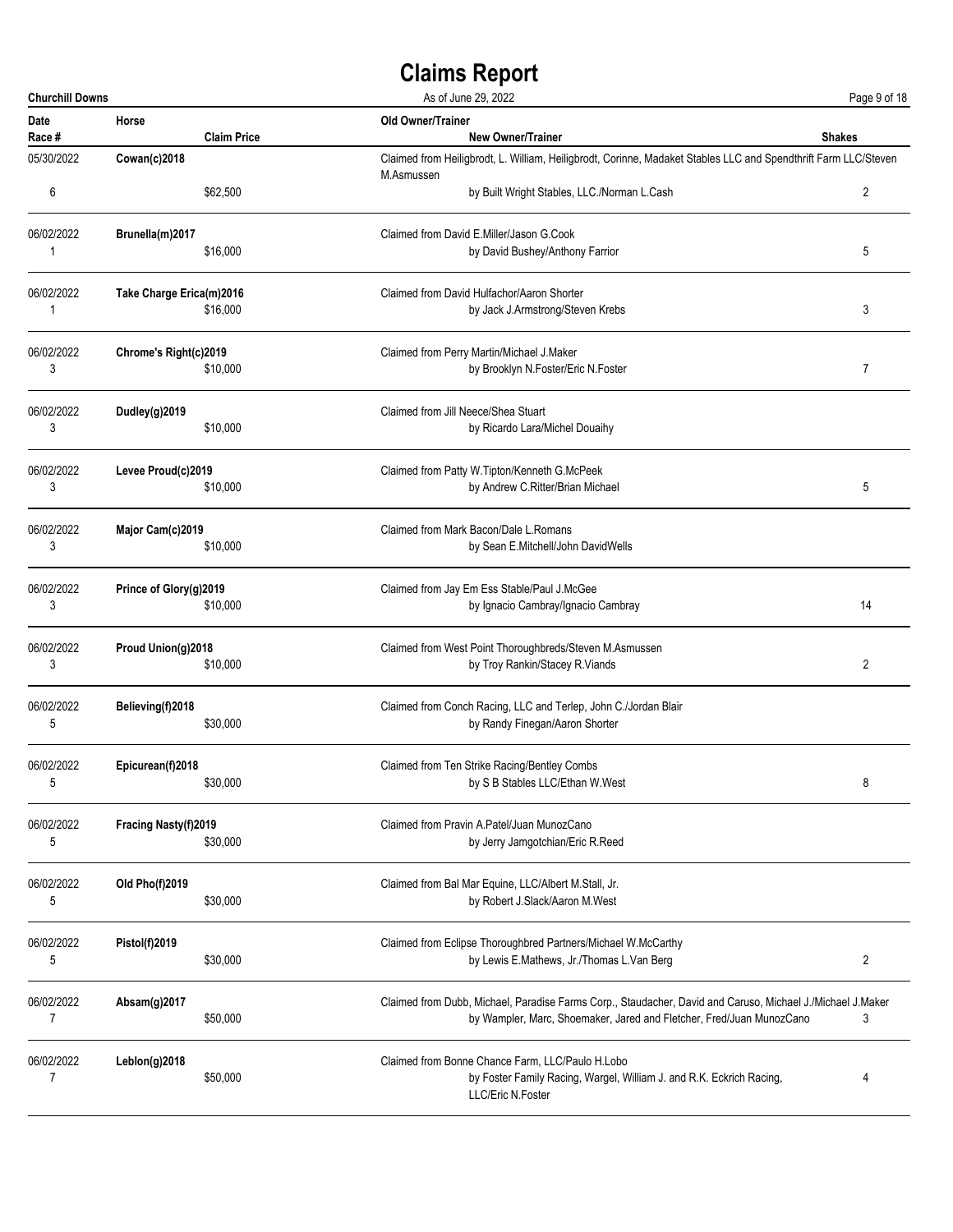# Claims Report

**Churchill Downs** — As of June 29, 2022

| Date / Race # | Horse / Claim Price | Old Owner/Trainer / New Owner/Trainer | Shakes |
|---|---|---|---|
| 05/30/2022 / 6 | **Cowan(c)2018** / $62,500 | Claimed from Heiligbrodt, L. William, Heiligbrodt, Corinne, Madaket Stables LLC and Spendthrift Farm LLC/Steven M.Asmussen / by Built Wright Stables, LLC./Norman L.Cash | 2 |
| 06/02/2022 / 1 | **Brunella(m)2017** / $16,000 | Claimed from David E.Miller/Jason G.Cook / by David Bushey/Anthony Farrior | 5 |
| 06/02/2022 / 1 | **Take Charge Erica(m)2016** / $16,000 | Claimed from David Hulfachor/Aaron Shorter / by Jack J.Armstrong/Steven Krebs | 3 |
| 06/02/2022 / 3 | **Chrome's Right(c)2019** / $10,000 | Claimed from Perry Martin/Michael J.Maker / by Brooklyn N.Foster/Eric N.Foster | 7 |
| 06/02/2022 / 3 | **Dudley(g)2019** / $10,000 | Claimed from Jill Neece/Shea Stuart / by Ricardo Lara/Michel Douaihy | |
| 06/02/2022 / 3 | **Levee Proud(c)2019** / $10,000 | Claimed from Patty W.Tipton/Kenneth G.McPeek / by Andrew C.Ritter/Brian Michael | 5 |
| 06/02/2022 / 3 | **Major Cam(c)2019** / $10,000 | Claimed from Mark Bacon/Dale L.Romans / by Sean E.Mitchell/John DavidWells | |
| 06/02/2022 / 3 | **Prince of Glory(g)2019** / $10,000 | Claimed from Jay Em Ess Stable/Paul J.McGee / by Ignacio Cambray/Ignacio Cambray | 14 |
| 06/02/2022 / 3 | **Proud Union(g)2018** / $10,000 | Claimed from West Point Thoroughbreds/Steven M.Asmussen / by Troy Rankin/Stacey R.Viands | 2 |
| 06/02/2022 / 5 | **Believing(f)2018** / $30,000 | Claimed from Conch Racing, LLC and Terlep, John C./Jordan Blair / by Randy Finegan/Aaron Shorter | |
| 06/02/2022 / 5 | **Epicurean(f)2018** / $30,000 | Claimed from Ten Strike Racing/Bentley Combs / by S B Stables LLC/Ethan W.West | 8 |
| 06/02/2022 / 5 | **Fracing Nasty(f)2019** / $30,000 | Claimed from Pravin A.Patel/Juan MunozCano / by Jerry Jamgotchian/Eric R.Reed | |
| 06/02/2022 / 5 | **Old Pho(f)2019** / $30,000 | Claimed from Bal Mar Equine, LLC/Albert M.Stall, Jr. / by Robert J.Slack/Aaron M.West | |
| 06/02/2022 / 5 | **Pistol(f)2019** / $30,000 | Claimed from Eclipse Thoroughbred Partners/Michael W.McCarthy / by Lewis E.Mathews, Jr./Thomas L.Van Berg | 2 |
| 06/02/2022 / 7 | **Absam(g)2017** / $50,000 | Claimed from Dubb, Michael, Paradise Farms Corp., Staudacher, David and Caruso, Michael J./Michael J.Maker / by Wampler, Marc, Shoemaker, Jared and Fletcher, Fred/Juan MunozCano | 3 |
| 06/02/2022 / 7 | **Leblon(g)2018** / $50,000 | Claimed from Bonne Chance Farm, LLC/Paulo H.Lobo / by Foster Family Racing, Wargel, William J. and R.K. Eckrich Racing, LLC/Eric N.Foster | 4 |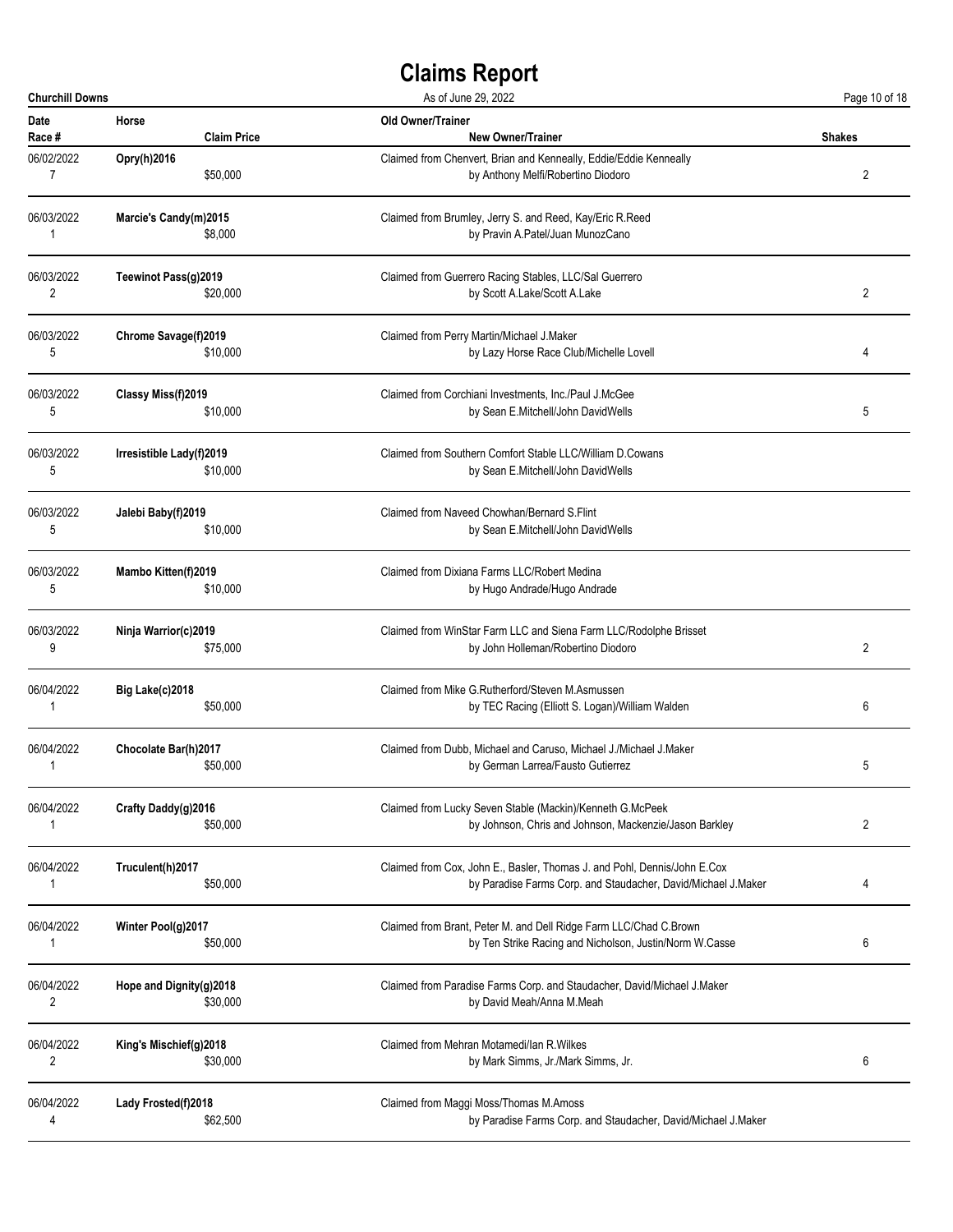# Claims Report

**Churchill Downs** — As of June 29, 2022

| Date | Race # | Horse | Claim Price | Old Owner/Trainer | New Owner/Trainer | Shakes |
|---|---|---|---|---|---|---|
| 06/02/2022 | 7 | **Opry(h)2016** | $50,000 | Claimed from Chenvert, Brian and Kenneally, Eddie/Eddie Kenneally | by Anthony Melfi/Robertino Diodoro | 2 |
| 06/03/2022 | 1 | **Marcie's Candy(m)2015** | $8,000 | Claimed from Brumley, Jerry S. and Reed, Kay/Eric R.Reed | by Pravin A.Patel/Juan MunozCano | |
| 06/03/2022 | 2 | **Teewinot Pass(g)2019** | $20,000 | Claimed from Guerrero Racing Stables, LLC/Sal Guerrero | by Scott A.Lake/Scott A.Lake | 2 |
| 06/03/2022 | 5 | **Chrome Savage(f)2019** | $10,000 | Claimed from Perry Martin/Michael J.Maker | by Lazy Horse Race Club/Michelle Lovell | 4 |
| 06/03/2022 | 5 | **Classy Miss(f)2019** | $10,000 | Claimed from Corchiani Investments, Inc./Paul J.McGee | by Sean E.Mitchell/John DavidWells | 5 |
| 06/03/2022 | 5 | **Irresistible Lady(f)2019** | $10,000 | Claimed from Southern Comfort Stable LLC/William D.Cowans | by Sean E.Mitchell/John DavidWells | |
| 06/03/2022 | 5 | **Jalebi Baby(f)2019** | $10,000 | Claimed from Naveed Chowhan/Bernard S.Flint | by Sean E.Mitchell/John DavidWells | |
| 06/03/2022 | 5 | **Mambo Kitten(f)2019** | $10,000 | Claimed from Dixiana Farms LLC/Robert Medina | by Hugo Andrade/Hugo Andrade | |
| 06/03/2022 | 9 | **Ninja Warrior(c)2019** | $75,000 | Claimed from WinStar Farm LLC and Siena Farm LLC/Rodolphe Brisset | by John Holleman/Robertino Diodoro | 2 |
| 06/04/2022 | 1 | **Big Lake(c)2018** | $50,000 | Claimed from Mike G.Rutherford/Steven M.Asmussen | by TEC Racing (Elliott S. Logan)/William Walden | 6 |
| 06/04/2022 | 1 | **Chocolate Bar(h)2017** | $50,000 | Claimed from Dubb, Michael and Caruso, Michael J./Michael J.Maker | by German Larrea/Fausto Gutierrez | 5 |
| 06/04/2022 | 1 | **Crafty Daddy(g)2016** | $50,000 | Claimed from Lucky Seven Stable (Mackin)/Kenneth G.McPeek | by Johnson, Chris and Johnson, Mackenzie/Jason Barkley | 2 |
| 06/04/2022 | 1 | **Truculent(h)2017** | $50,000 | Claimed from Cox, John E., Basler, Thomas J. and Pohl, Dennis/John E.Cox | by Paradise Farms Corp. and Staudacher, David/Michael J.Maker | 4 |
| 06/04/2022 | 1 | **Winter Pool(g)2017** | $50,000 | Claimed from Brant, Peter M. and Dell Ridge Farm LLC/Chad C.Brown | by Ten Strike Racing and Nicholson, Justin/Norm W.Casse | 6 |
| 06/04/2022 | 2 | **Hope and Dignity(g)2018** | $30,000 | Claimed from Paradise Farms Corp. and Staudacher, David/Michael J.Maker | by David Meah/Anna M.Meah | |
| 06/04/2022 | 2 | **King's Mischief(g)2018** | $30,000 | Claimed from Mehran Motamedi/Ian R.Wilkes | by Mark Simms, Jr./Mark Simms, Jr. | 6 |
| 06/04/2022 | 4 | **Lady Frosted(f)2018** | $62,500 | Claimed from Maggi Moss/Thomas M.Amoss | by Paradise Farms Corp. and Staudacher, David/Michael J.Maker | |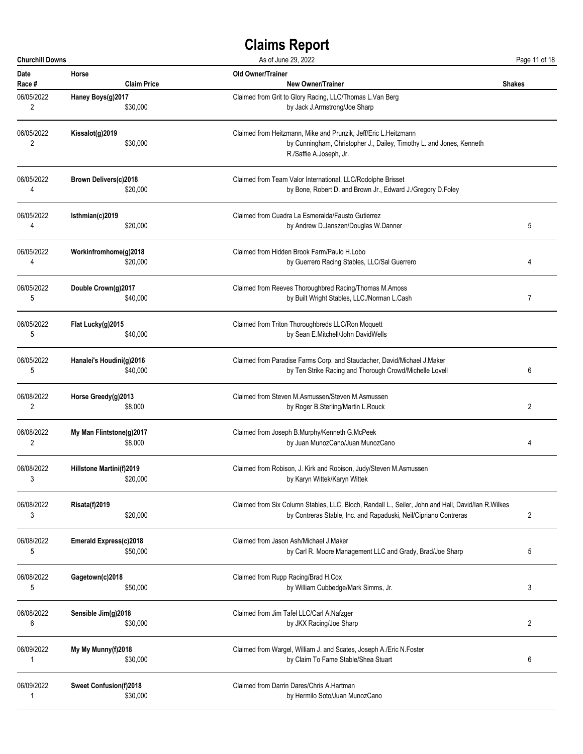# Claims Report

**Churchill Downs** — As of June 29, 2022

| Date<br>Race # | Horse<br>Claim Price | Old Owner/Trainer<br>New Owner/Trainer | Shakes |
|---|---|---|---|
| 06/05/2022<br>2 | **Haney Boys(g)2017**<br>$30,000 | Claimed from Grit to Glory Racing, LLC/Thomas L.Van Berg<br>by Jack J.Armstrong/Joe Sharp | |
| 06/05/2022<br>2 | **Kissalot(g)2019**<br>$30,000 | Claimed from Heitzmann, Mike and Prunzik, Jeff/Eric L.Heitzmann<br>by Cunningham, Christopher J., Dailey, Timothy L. and Jones, Kenneth R./Saffie A.Joseph, Jr. | |
| 06/05/2022<br>4 | **Brown Delivers(c)2018**<br>$20,000 | Claimed from Team Valor International, LLC/Rodolphe Brisset<br>by Bone, Robert D. and Brown Jr., Edward J./Gregory D.Foley | |
| 06/05/2022<br>4 | **Isthmian(c)2019**<br>$20,000 | Claimed from Cuadra La Esmeralda/Fausto Gutierrez<br>by Andrew D.Janszen/Douglas W.Danner | 5 |
| 06/05/2022<br>4 | **Workinfromhome(g)2018**<br>$20,000 | Claimed from Hidden Brook Farm/Paulo H.Lobo<br>by Guerrero Racing Stables, LLC/Sal Guerrero | 4 |
| 06/05/2022<br>5 | **Double Crown(g)2017**<br>$40,000 | Claimed from Reeves Thoroughbred Racing/Thomas M.Amoss<br>by Built Wright Stables, LLC./Norman L.Cash | 7 |
| 06/05/2022<br>5 | **Flat Lucky(g)2015**<br>$40,000 | Claimed from Triton Thoroughbreds LLC/Ron Moquett<br>by Sean E.Mitchell/John DavidWells | |
| 06/05/2022<br>5 | **Hanalei's Houdini(g)2016**<br>$40,000 | Claimed from Paradise Farms Corp. and Staudacher, David/Michael J.Maker<br>by Ten Strike Racing and Thorough Crowd/Michelle Lovell | 6 |
| 06/08/2022<br>2 | **Horse Greedy(g)2013**<br>$8,000 | Claimed from Steven M.Asmussen/Steven M.Asmussen<br>by Roger B.Sterling/Martin L.Rouck | 2 |
| 06/08/2022<br>2 | **My Man Flintstone(g)2017**<br>$8,000 | Claimed from Joseph B.Murphy/Kenneth G.McPeek<br>by Juan MunozCano/Juan MunozCano | 4 |
| 06/08/2022<br>3 | **Hillstone Martini(f)2019**<br>$20,000 | Claimed from Robison, J. Kirk and Robison, Judy/Steven M.Asmussen<br>by Karyn Wittek/Karyn Wittek | |
| 06/08/2022<br>3 | **Risata(f)2019**<br>$20,000 | Claimed from Six Column Stables, LLC, Bloch, Randall L., Seiler, John and Hall, David/Ian R.Wilkes<br>by Contreras Stable, Inc. and Rapaduski, Neil/Cipriano Contreras | 2 |
| 06/08/2022<br>5 | **Emerald Express(c)2018**<br>$50,000 | Claimed from Jason Ash/Michael J.Maker<br>by Carl R. Moore Management LLC and Grady, Brad/Joe Sharp | 5 |
| 06/08/2022<br>5 | **Gagetown(c)2018**<br>$50,000 | Claimed from Rupp Racing/Brad H.Cox<br>by William Cubbedge/Mark Simms, Jr. | 3 |
| 06/08/2022<br>6 | **Sensible Jim(g)2018**<br>$30,000 | Claimed from Jim Tafel LLC/Carl A.Nafzger<br>by JKX Racing/Joe Sharp | 2 |
| 06/09/2022<br>1 | **My My Munny(f)2018**<br>$30,000 | Claimed from Wargel, William J. and Scates, Joseph A./Eric N.Foster<br>by Claim To Fame Stable/Shea Stuart | 6 |
| 06/09/2022<br>1 | **Sweet Confusion(f)2018**<br>$30,000 | Claimed from Darrin Dares/Chris A.Hartman<br>by Hermilo Soto/Juan MunozCano | |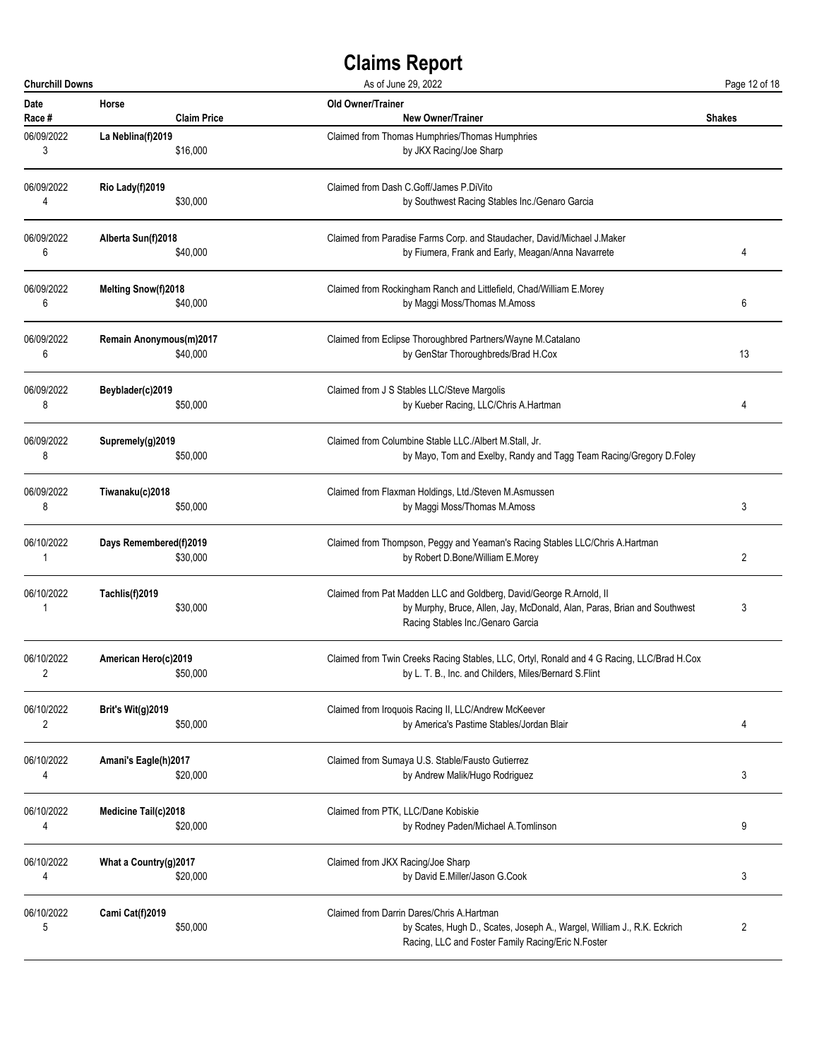# Claims Report

**Churchill Downs** | As of June 29, 2022

| Date / Race # | Horse / Claim Price | Old Owner/Trainer / New Owner/Trainer | Shakes |
|---|---|---|---|
| 06/09/2022<br>3 | **La Neblina(f)2019**<br>$16,000 | Claimed from Thomas Humphries/Thomas Humphries<br>by JKX Racing/Joe Sharp | |
| 06/09/2022<br>4 | **Rio Lady(f)2019**<br>$30,000 | Claimed from Dash C.Goff/James P.DiVito<br>by Southwest Racing Stables Inc./Genaro Garcia | |
| 06/09/2022<br>6 | **Alberta Sun(f)2018**<br>$40,000 | Claimed from Paradise Farms Corp. and Staudacher, David/Michael J.Maker<br>by Fiumera, Frank and Early, Meagan/Anna Navarrete | 4 |
| 06/09/2022<br>6 | **Melting Snow(f)2018**<br>$40,000 | Claimed from Rockingham Ranch and Littlefield, Chad/William E.Morey<br>by Maggi Moss/Thomas M.Amoss | 6 |
| 06/09/2022<br>6 | **Remain Anonymous(m)2017**<br>$40,000 | Claimed from Eclipse Thoroughbred Partners/Wayne M.Catalano<br>by GenStar Thoroughbreds/Brad H.Cox | 13 |
| 06/09/2022<br>8 | **Beyblader(c)2019**<br>$50,000 | Claimed from J S Stables LLC/Steve Margolis<br>by Kueber Racing, LLC/Chris A.Hartman | 4 |
| 06/09/2022<br>8 | **Supremely(g)2019**<br>$50,000 | Claimed from Columbine Stable LLC./Albert M.Stall, Jr.<br>by Mayo, Tom and Exelby, Randy and Tagg Team Racing/Gregory D.Foley | |
| 06/09/2022<br>8 | **Tiwanaku(c)2018**<br>$50,000 | Claimed from Flaxman Holdings, Ltd./Steven M.Asmussen<br>by Maggi Moss/Thomas M.Amoss | 3 |
| 06/10/2022<br>1 | **Days Remembered(f)2019**<br>$30,000 | Claimed from Thompson, Peggy and Yeaman's Racing Stables LLC/Chris A.Hartman<br>by Robert D.Bone/William E.Morey | 2 |
| 06/10/2022<br>1 | **Tachlis(f)2019**<br>$30,000 | Claimed from Pat Madden LLC and Goldberg, David/George R.Arnold, II<br>by Murphy, Bruce, Allen, Jay, McDonald, Alan, Paras, Brian and Southwest Racing Stables Inc./Genaro Garcia | 3 |
| 06/10/2022<br>2 | **American Hero(c)2019**<br>$50,000 | Claimed from Twin Creeks Racing Stables, LLC, Ortyl, Ronald and 4 G Racing, LLC/Brad H.Cox<br>by L. T. B., Inc. and Childers, Miles/Bernard S.Flint | |
| 06/10/2022<br>2 | **Brit's Wit(g)2019**<br>$50,000 | Claimed from Iroquois Racing II, LLC/Andrew McKeever<br>by America's Pastime Stables/Jordan Blair | 4 |
| 06/10/2022<br>4 | **Amani's Eagle(h)2017**<br>$20,000 | Claimed from Sumaya U.S. Stable/Fausto Gutierrez<br>by Andrew Malik/Hugo Rodriguez | 3 |
| 06/10/2022<br>4 | **Medicine Tail(c)2018**<br>$20,000 | Claimed from PTK, LLC/Dane Kobiskie<br>by Rodney Paden/Michael A.Tomlinson | 9 |
| 06/10/2022<br>4 | **What a Country(g)2017**<br>$20,000 | Claimed from JKX Racing/Joe Sharp<br>by David E.Miller/Jason G.Cook | 3 |
| 06/10/2022<br>5 | **Cami Cat(f)2019**<br>$50,000 | Claimed from Darrin Dares/Chris A.Hartman<br>by Scates, Hugh D., Scates, Joseph A., Wargel, William J., R.K. Eckrich Racing, LLC and Foster Family Racing/Eric N.Foster | 2 |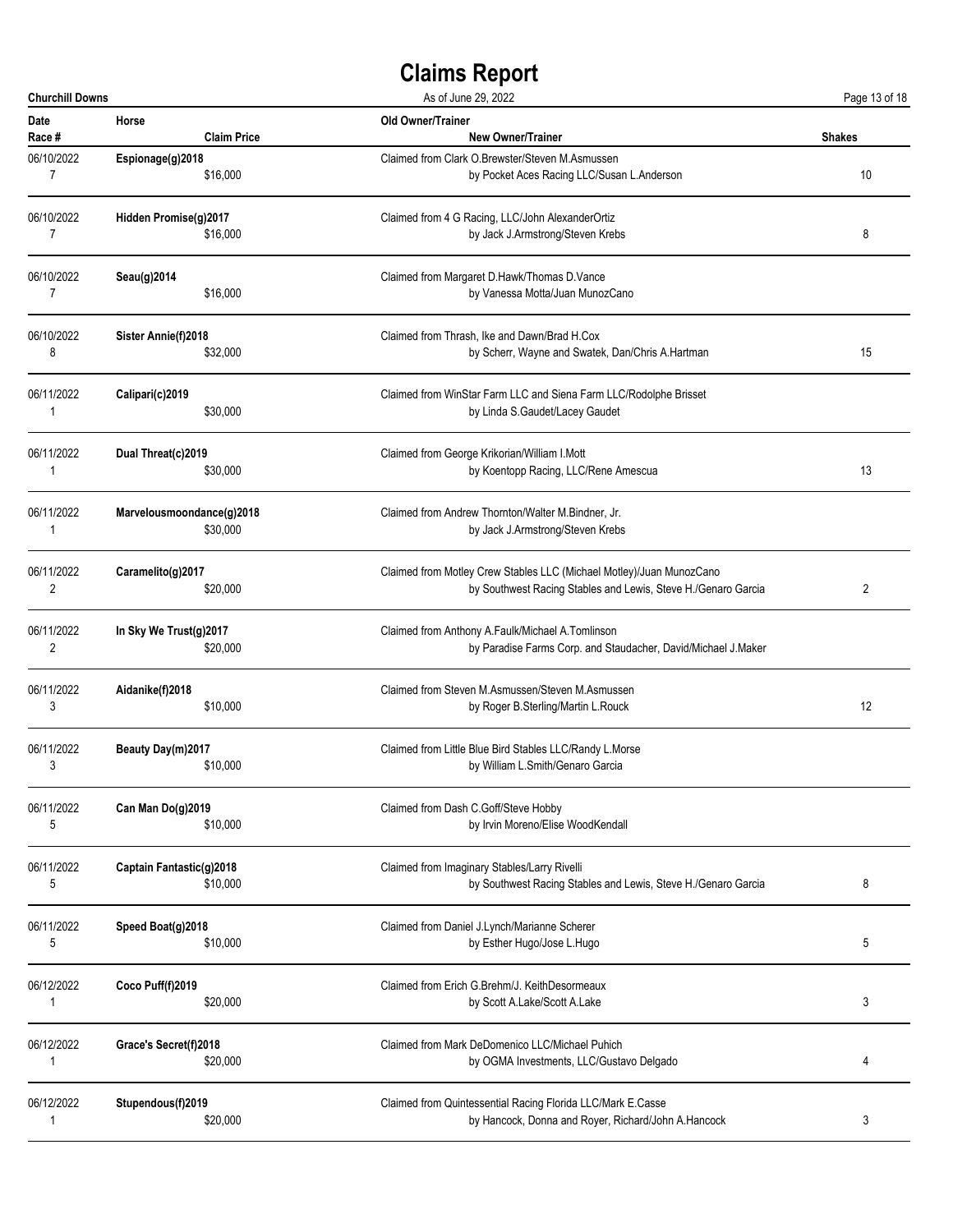# Claims Report

**Churchill Downs** — As of June 29, 2022

| Date<br>Race # | Horse<br>Claim Price | Old Owner/Trainer<br>New Owner/Trainer | Shakes |
|---|---|---|---|
| 06/10/2022<br>7 | **Espionage(g)2018**<br>$16,000 | Claimed from Clark O.Brewster/Steven M.Asmussen<br>by Pocket Aces Racing LLC/Susan L.Anderson | 10 |
| 06/10/2022<br>7 | **Hidden Promise(g)2017**<br>$16,000 | Claimed from 4 G Racing, LLC/John AlexanderOrtiz<br>by Jack J.Armstrong/Steven Krebs | 8 |
| 06/10/2022<br>7 | **Seau(g)2014**<br>$16,000 | Claimed from Margaret D.Hawk/Thomas D.Vance<br>by Vanessa Motta/Juan MunozCano | |
| 06/10/2022<br>8 | **Sister Annie(f)2018**<br>$32,000 | Claimed from Thrash, Ike and Dawn/Brad H.Cox<br>by Scherr, Wayne and Swatek, Dan/Chris A.Hartman | 15 |
| 06/11/2022<br>1 | **Calipari(c)2019**<br>$30,000 | Claimed from WinStar Farm LLC and Siena Farm LLC/Rodolphe Brisset<br>by Linda S.Gaudet/Lacey Gaudet | |
| 06/11/2022<br>1 | **Dual Threat(c)2019**<br>$30,000 | Claimed from George Krikorian/William I.Mott<br>by Koentopp Racing, LLC/Rene Amescua | 13 |
| 06/11/2022<br>1 | **Marvelousmoondance(g)2018**<br>$30,000 | Claimed from Andrew Thornton/Walter M.Bindner, Jr.<br>by Jack J.Armstrong/Steven Krebs | |
| 06/11/2022<br>2 | **Caramelito(g)2017**<br>$20,000 | Claimed from Motley Crew Stables LLC (Michael Motley)/Juan MunozCano<br>by Southwest Racing Stables and Lewis, Steve H./Genaro Garcia | 2 |
| 06/11/2022<br>2 | **In Sky We Trust(g)2017**<br>$20,000 | Claimed from Anthony A.Faulk/Michael A.Tomlinson<br>by Paradise Farms Corp. and Staudacher, David/Michael J.Maker | |
| 06/11/2022<br>3 | **Aidanike(f)2018**<br>$10,000 | Claimed from Steven M.Asmussen/Steven M.Asmussen<br>by Roger B.Sterling/Martin L.Rouck | 12 |
| 06/11/2022<br>3 | **Beauty Day(m)2017**<br>$10,000 | Claimed from Little Blue Bird Stables LLC/Randy L.Morse<br>by William L.Smith/Genaro Garcia | |
| 06/11/2022<br>5 | **Can Man Do(g)2019**<br>$10,000 | Claimed from Dash C.Goff/Steve Hobby<br>by Irvin Moreno/Elise WoodKendall | |
| 06/11/2022<br>5 | **Captain Fantastic(g)2018**<br>$10,000 | Claimed from Imaginary Stables/Larry Rivelli<br>by Southwest Racing Stables and Lewis, Steve H./Genaro Garcia | 8 |
| 06/11/2022<br>5 | **Speed Boat(g)2018**<br>$10,000 | Claimed from Daniel J.Lynch/Marianne Scherer<br>by Esther Hugo/Jose L.Hugo | 5 |
| 06/12/2022<br>1 | **Coco Puff(f)2019**<br>$20,000 | Claimed from Erich G.Brehm/J. KeithDesormeaux<br>by Scott A.Lake/Scott A.Lake | 3 |
| 06/12/2022<br>1 | **Grace's Secret(f)2018**<br>$20,000 | Claimed from Mark DeDomenico LLC/Michael Puhich<br>by OGMA Investments, LLC/Gustavo Delgado | 4 |
| 06/12/2022<br>1 | **Stupendous(f)2019**<br>$20,000 | Claimed from Quintessential Racing Florida LLC/Mark E.Casse<br>by Hancock, Donna and Royer, Richard/John A.Hancock | 3 |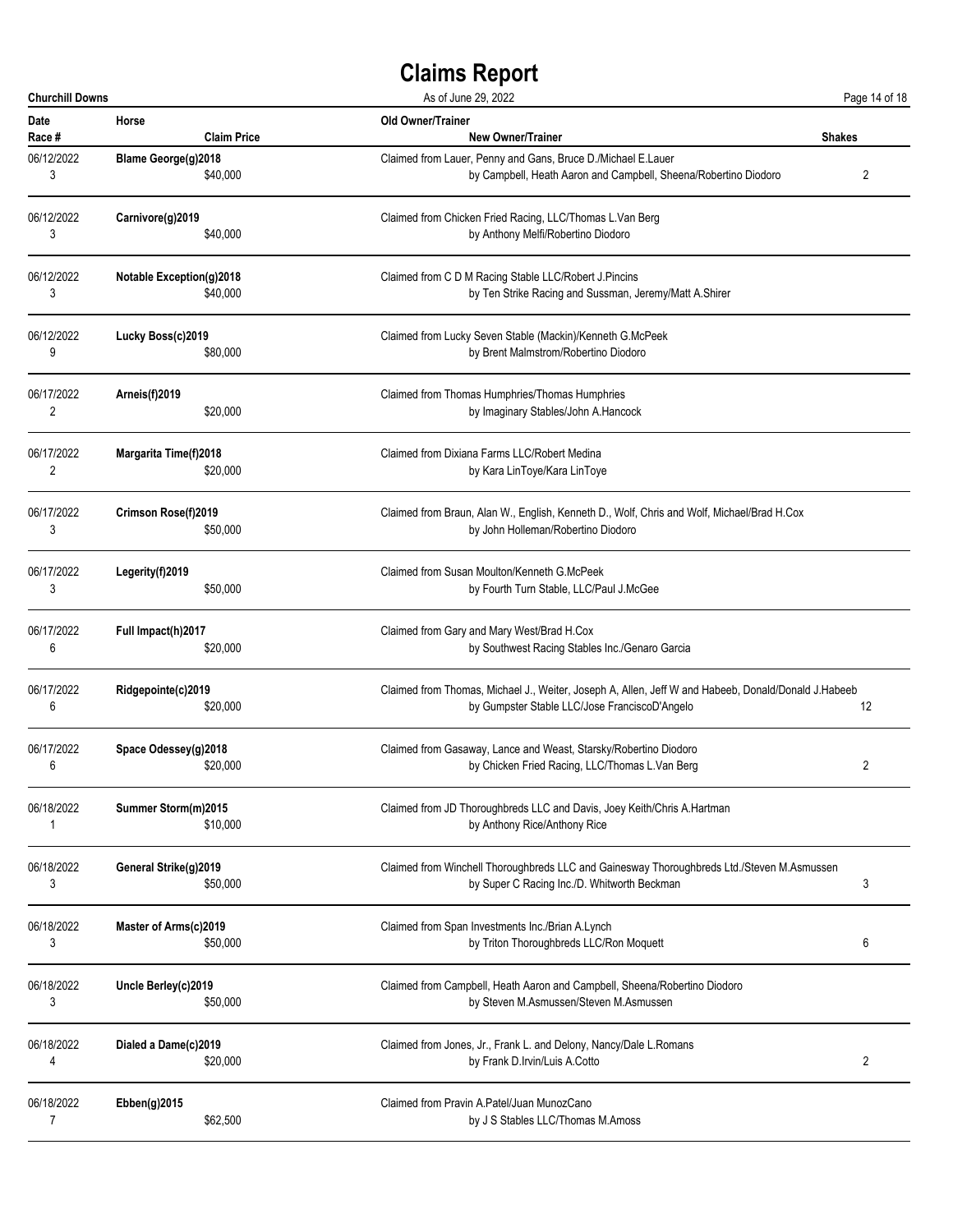# Claims Report

**Churchill Downs** — As of June 29, 2022

| Date<br>Race # | Horse<br>Claim Price | Old Owner/Trainer<br>New Owner/Trainer | Shakes |
|---|---|---|---|
| 06/12/2022<br>3 | **Blame George(g)2018**<br>$40,000 | Claimed from Lauer, Penny and Gans, Bruce D./Michael E.Lauer<br>by Campbell, Heath Aaron and Campbell, Sheena/Robertino Diodoro | 2 |
| 06/12/2022<br>3 | **Carnivore(g)2019**<br>$40,000 | Claimed from Chicken Fried Racing, LLC/Thomas L.Van Berg<br>by Anthony Melfi/Robertino Diodoro | |
| 06/12/2022<br>3 | **Notable Exception(g)2018**<br>$40,000 | Claimed from C D M Racing Stable LLC/Robert J.Pincins<br>by Ten Strike Racing and Sussman, Jeremy/Matt A.Shirer | |
| 06/12/2022<br>9 | **Lucky Boss(c)2019**<br>$80,000 | Claimed from Lucky Seven Stable (Mackin)/Kenneth G.McPeek<br>by Brent Malmstrom/Robertino Diodoro | |
| 06/17/2022<br>2 | **Arneis(f)2019**<br>$20,000 | Claimed from Thomas Humphries/Thomas Humphries<br>by Imaginary Stables/John A.Hancock | |
| 06/17/2022<br>2 | **Margarita Time(f)2018**<br>$20,000 | Claimed from Dixiana Farms LLC/Robert Medina<br>by Kara LinToye/Kara LinToye | |
| 06/17/2022<br>3 | **Crimson Rose(f)2019**<br>$50,000 | Claimed from Braun, Alan W., English, Kenneth D., Wolf, Chris and Wolf, Michael/Brad H.Cox<br>by John Holleman/Robertino Diodoro | |
| 06/17/2022<br>3 | **Legerity(f)2019**<br>$50,000 | Claimed from Susan Moulton/Kenneth G.McPeek<br>by Fourth Turn Stable, LLC/Paul J.McGee | |
| 06/17/2022<br>6 | **Full Impact(h)2017**<br>$20,000 | Claimed from Gary and Mary West/Brad H.Cox<br>by Southwest Racing Stables Inc./Genaro Garcia | |
| 06/17/2022<br>6 | **Ridgepointe(c)2019**<br>$20,000 | Claimed from Thomas, Michael J., Weiter, Joseph A, Allen, Jeff W and Habeeb, Donald/Donald J.Habeeb<br>by Gumpster Stable LLC/Jose FranciscoD'Angelo | 12 |
| 06/17/2022<br>6 | **Space Odessey(g)2018**<br>$20,000 | Claimed from Gasaway, Lance and Weast, Starsky/Robertino Diodoro<br>by Chicken Fried Racing, LLC/Thomas L.Van Berg | 2 |
| 06/18/2022<br>1 | **Summer Storm(m)2015**<br>$10,000 | Claimed from JD Thoroughbreds LLC and Davis, Joey Keith/Chris A.Hartman<br>by Anthony Rice/Anthony Rice | |
| 06/18/2022<br>3 | **General Strike(g)2019**<br>$50,000 | Claimed from Winchell Thoroughbreds LLC and Gainesway Thoroughbreds Ltd./Steven M.Asmussen<br>by Super C Racing Inc./D. Whitworth Beckman | 3 |
| 06/18/2022<br>3 | **Master of Arms(c)2019**<br>$50,000 | Claimed from Span Investments Inc./Brian A.Lynch<br>by Triton Thoroughbreds LLC/Ron Moquett | 6 |
| 06/18/2022<br>3 | **Uncle Berley(c)2019**<br>$50,000 | Claimed from Campbell, Heath Aaron and Campbell, Sheena/Robertino Diodoro<br>by Steven M.Asmussen/Steven M.Asmussen | |
| 06/18/2022<br>4 | **Dialed a Dame(c)2019**<br>$20,000 | Claimed from Jones, Jr., Frank L. and Delony, Nancy/Dale L.Romans<br>by Frank D.Irvin/Luis A.Cotto | 2 |
| 06/18/2022<br>7 | **Ebben(g)2015**<br>$62,500 | Claimed from Pravin A.Patel/Juan MunozCano<br>by J S Stables LLC/Thomas M.Amoss | |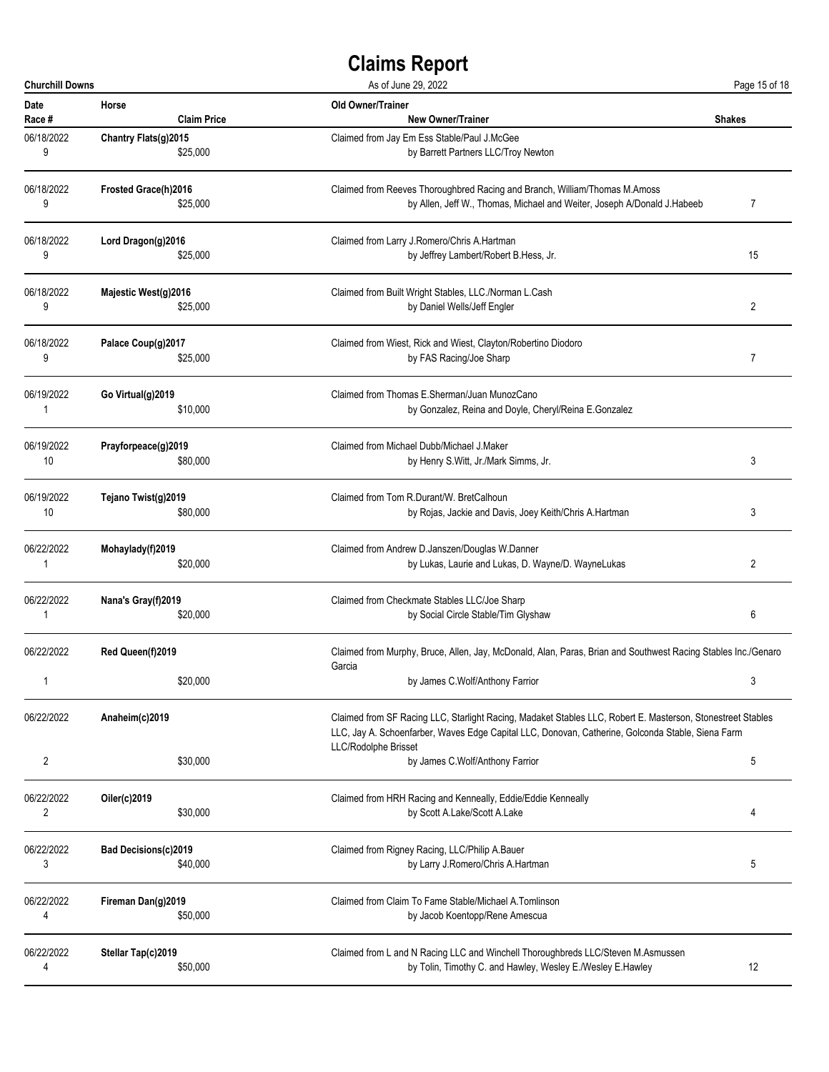# Claims Report

Churchill Downs — As of June 29, 2022

| Date / Race # | Horse / Claim Price | Old Owner/Trainer / New Owner/Trainer | Shakes |
|---|---|---|---|
| 06/18/2022 / 9 | **Chantry Flats(g)2015** / $25,000 | Claimed from Jay Em Ess Stable/Paul J.McGee / by Barrett Partners LLC/Troy Newton | |
| 06/18/2022 / 9 | **Frosted Grace(h)2016** / $25,000 | Claimed from Reeves Thoroughbred Racing and Branch, William/Thomas M.Amoss / by Allen, Jeff W., Thomas, Michael and Weiter, Joseph A/Donald J.Habeeb | 7 |
| 06/18/2022 / 9 | **Lord Dragon(g)2016** / $25,000 | Claimed from Larry J.Romero/Chris A.Hartman / by Jeffrey Lambert/Robert B.Hess, Jr. | 15 |
| 06/18/2022 / 9 | **Majestic West(g)2016** / $25,000 | Claimed from Built Wright Stables, LLC./Norman L.Cash / by Daniel Wells/Jeff Engler | 2 |
| 06/18/2022 / 9 | **Palace Coup(g)2017** / $25,000 | Claimed from Wiest, Rick and Wiest, Clayton/Robertino Diodoro / by FAS Racing/Joe Sharp | 7 |
| 06/19/2022 / 1 | **Go Virtual(g)2019** / $10,000 | Claimed from Thomas E.Sherman/Juan MunozCano / by Gonzalez, Reina and Doyle, Cheryl/Reina E.Gonzalez | |
| 06/19/2022 / 10 | **Prayforpeace(g)2019** / $80,000 | Claimed from Michael Dubb/Michael J.Maker / by Henry S.Witt, Jr./Mark Simms, Jr. | 3 |
| 06/19/2022 / 10 | **Tejano Twist(g)2019** / $80,000 | Claimed from Tom R.Durant/W. BretCalhoun / by Rojas, Jackie and Davis, Joey Keith/Chris A.Hartman | 3 |
| 06/22/2022 / 1 | **Mohaylady(f)2019** / $20,000 | Claimed from Andrew D.Janszen/Douglas W.Danner / by Lukas, Laurie and Lukas, D. Wayne/D. WayneLukas | 2 |
| 06/22/2022 / 1 | **Nana's Gray(f)2019** / $20,000 | Claimed from Checkmate Stables LLC/Joe Sharp / by Social Circle Stable/Tim Glyshaw | 6 |
| 06/22/2022 / 1 | **Red Queen(f)2019** / $20,000 | Claimed from Murphy, Bruce, Allen, Jay, McDonald, Alan, Paras, Brian and Southwest Racing Stables Inc./Genaro Garcia / by James C.Wolf/Anthony Farrior | 3 |
| 06/22/2022 / 2 | **Anaheim(c)2019** / $30,000 | Claimed from SF Racing LLC, Starlight Racing, Madaket Stables LLC, Robert E. Masterson, Stonestreet Stables LLC, Jay A. Schoenfarber, Waves Edge Capital LLC, Donovan, Catherine, Golconda Stable, Siena Farm LLC/Rodolphe Brisset / by James C.Wolf/Anthony Farrior | 5 |
| 06/22/2022 / 2 | **Oiler(c)2019** / $30,000 | Claimed from HRH Racing and Kenneally, Eddie/Eddie Kenneally / by Scott A.Lake/Scott A.Lake | 4 |
| 06/22/2022 / 3 | **Bad Decisions(c)2019** / $40,000 | Claimed from Rigney Racing, LLC/Philip A.Bauer / by Larry J.Romero/Chris A.Hartman | 5 |
| 06/22/2022 / 4 | **Fireman Dan(g)2019** / $50,000 | Claimed from Claim To Fame Stable/Michael A.Tomlinson / by Jacob Koentopp/Rene Amescua | |
| 06/22/2022 / 4 | **Stellar Tap(c)2019** / $50,000 | Claimed from L and N Racing LLC and Winchell Thoroughbreds LLC/Steven M.Asmussen / by Tolin, Timothy C. and Hawley, Wesley E./Wesley E.Hawley | 12 |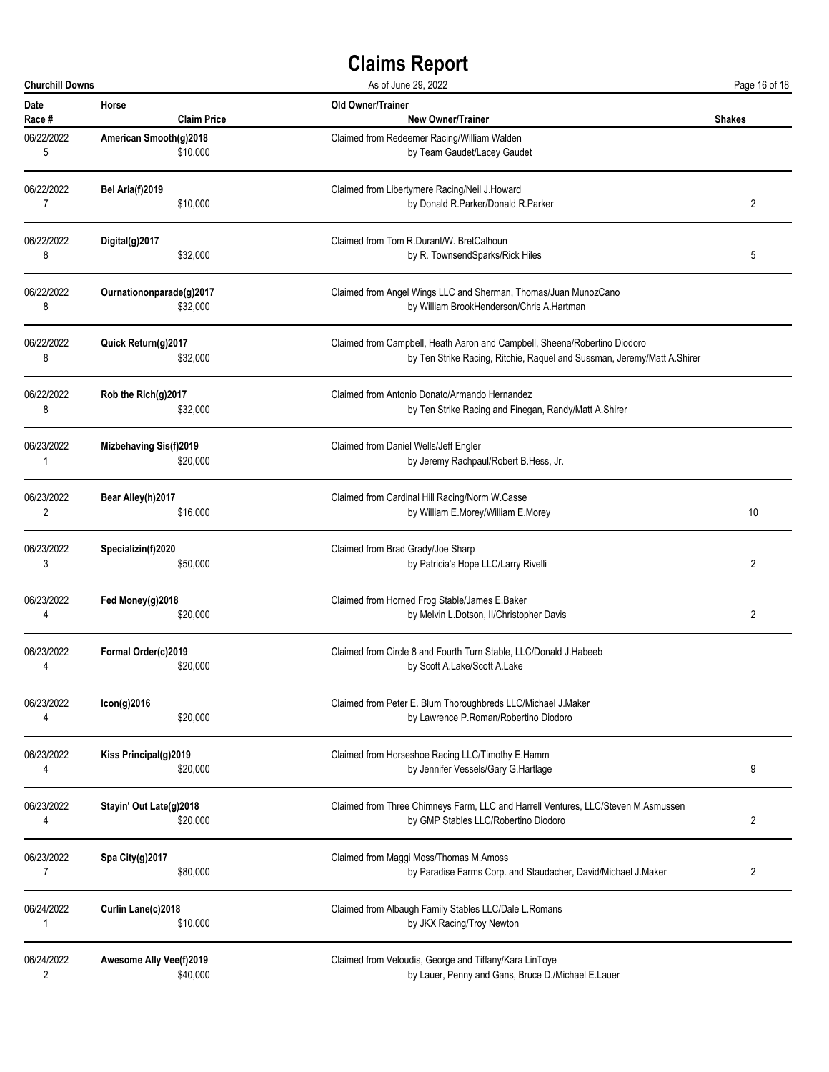# Claims Report

**Churchill Downs** — As of June 29, 2022

| Date / Race # | Horse / Claim Price | Old Owner/Trainer / New Owner/Trainer | Shakes |
|---|---|---|---|
| 06/22/2022<br>5 | **American Smooth(g)2018**<br>$10,000 | Claimed from Redeemer Racing/William Walden<br>by Team Gaudet/Lacey Gaudet | |
| 06/22/2022<br>7 | **Bel Aria(f)2019**<br>$10,000 | Claimed from Libertymere Racing/Neil J.Howard<br>by Donald R.Parker/Donald R.Parker | 2 |
| 06/22/2022<br>8 | **Digital(g)2017**<br>$32,000 | Claimed from Tom R.Durant/W. BretCalhoun<br>by R. TownsendSparks/Rick Hiles | 5 |
| 06/22/2022<br>8 | **Ournationonparade(g)2017**<br>$32,000 | Claimed from Angel Wings LLC and Sherman, Thomas/Juan MunozCano<br>by William BrookHenderson/Chris A.Hartman | |
| 06/22/2022<br>8 | **Quick Return(g)2017**<br>$32,000 | Claimed from Campbell, Heath Aaron and Campbell, Sheena/Robertino Diodoro<br>by Ten Strike Racing, Ritchie, Raquel and Sussman, Jeremy/Matt A.Shirer | |
| 06/22/2022<br>8 | **Rob the Rich(g)2017**<br>$32,000 | Claimed from Antonio Donato/Armando Hernandez<br>by Ten Strike Racing and Finegan, Randy/Matt A.Shirer | |
| 06/23/2022<br>1 | **Mizbehaving Sis(f)2019**<br>$20,000 | Claimed from Daniel Wells/Jeff Engler<br>by Jeremy Rachpaul/Robert B.Hess, Jr. | |
| 06/23/2022<br>2 | **Bear Alley(h)2017**<br>$16,000 | Claimed from Cardinal Hill Racing/Norm W.Casse<br>by William E.Morey/William E.Morey | 10 |
| 06/23/2022<br>3 | **Specializin(f)2020**<br>$50,000 | Claimed from Brad Grady/Joe Sharp<br>by Patricia's Hope LLC/Larry Rivelli | 2 |
| 06/23/2022<br>4 | **Fed Money(g)2018**<br>$20,000 | Claimed from Horned Frog Stable/James E.Baker<br>by Melvin L.Dotson, II/Christopher Davis | 2 |
| 06/23/2022<br>4 | **Formal Order(c)2019**<br>$20,000 | Claimed from Circle 8 and Fourth Turn Stable, LLC/Donald J.Habeeb<br>by Scott A.Lake/Scott A.Lake | |
| 06/23/2022<br>4 | **Icon(g)2016**<br>$20,000 | Claimed from Peter E. Blum Thoroughbreds LLC/Michael J.Maker<br>by Lawrence P.Roman/Robertino Diodoro | |
| 06/23/2022<br>4 | **Kiss Principal(g)2019**<br>$20,000 | Claimed from Horseshoe Racing LLC/Timothy E.Hamm<br>by Jennifer Vessels/Gary G.Hartlage | 9 |
| 06/23/2022<br>4 | **Stayin' Out Late(g)2018**<br>$20,000 | Claimed from Three Chimneys Farm, LLC and Harrell Ventures, LLC/Steven M.Asmussen<br>by GMP Stables LLC/Robertino Diodoro | 2 |
| 06/23/2022<br>7 | **Spa City(g)2017**<br>$80,000 | Claimed from Maggi Moss/Thomas M.Amoss<br>by Paradise Farms Corp. and Staudacher, David/Michael J.Maker | 2 |
| 06/24/2022<br>1 | **Curlin Lane(c)2018**<br>$10,000 | Claimed from Albaugh Family Stables LLC/Dale L.Romans<br>by JKX Racing/Troy Newton | |
| 06/24/2022<br>2 | **Awesome Ally Vee(f)2019**<br>$40,000 | Claimed from Veloudis, George and Tiffany/Kara LinToye<br>by Lauer, Penny and Gans, Bruce D./Michael E.Lauer | |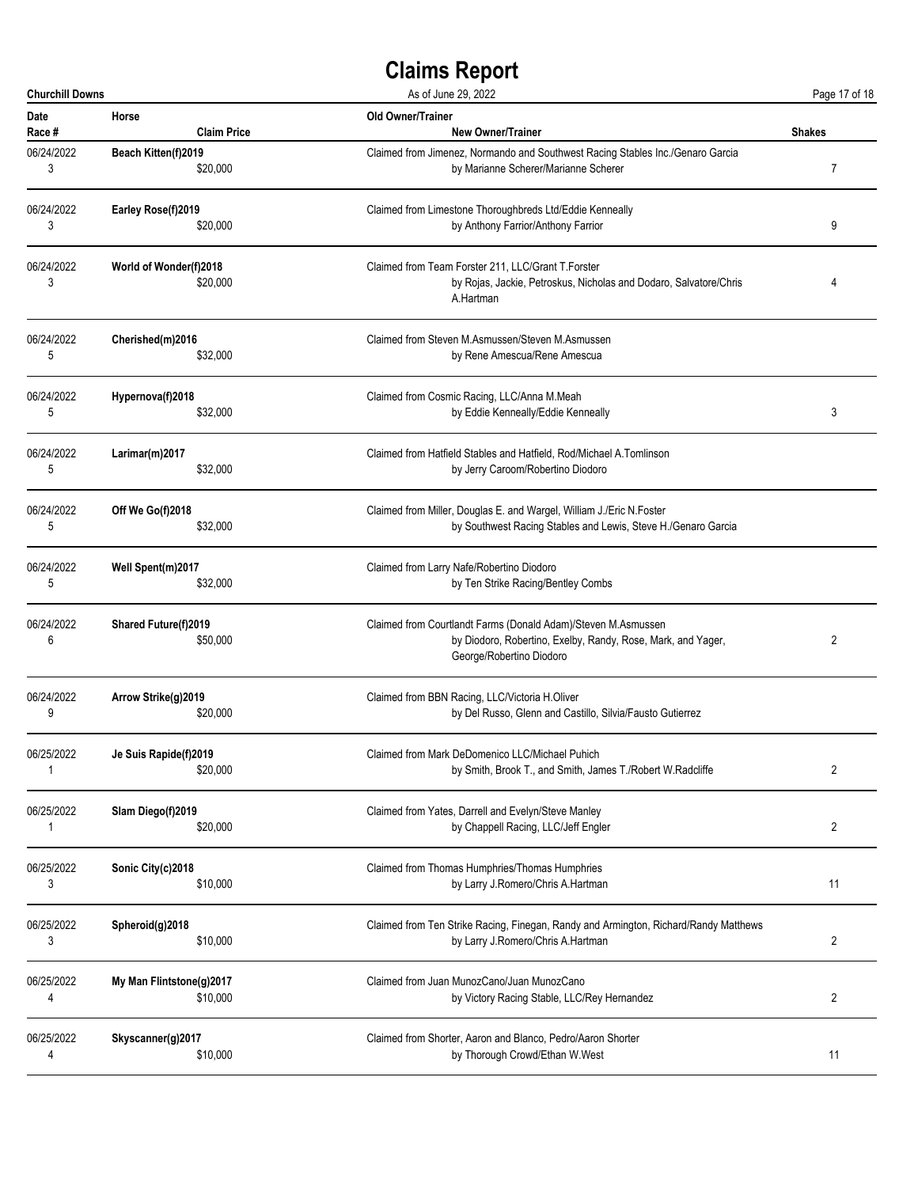# Claims Report

**Churchill Downs** | As of June 29, 2022

| Date / Race # | Horse / Claim Price | Old Owner/Trainer / New Owner/Trainer | Shakes |
|---|---|---|---|
| 06/24/2022<br>3 | **Beach Kitten(f)2019**<br>$20,000 | Claimed from Jimenez, Normando and Southwest Racing Stables Inc./Genaro Garcia<br>by Marianne Scherer/Marianne Scherer | 7 |
| 06/24/2022<br>3 | **Earley Rose(f)2019**<br>$20,000 | Claimed from Limestone Thoroughbreds Ltd/Eddie Kenneally<br>by Anthony Farrior/Anthony Farrior | 9 |
| 06/24/2022<br>3 | **World of Wonder(f)2018**<br>$20,000 | Claimed from Team Forster 211, LLC/Grant T.Forster<br>by Rojas, Jackie, Petroskus, Nicholas and Dodaro, Salvatore/Chris A.Hartman | 4 |
| 06/24/2022<br>5 | **Cherished(m)2016**<br>$32,000 | Claimed from Steven M.Asmussen/Steven M.Asmussen<br>by Rene Amescua/Rene Amescua | |
| 06/24/2022<br>5 | **Hypernova(f)2018**<br>$32,000 | Claimed from Cosmic Racing, LLC/Anna M.Meah<br>by Eddie Kenneally/Eddie Kenneally | 3 |
| 06/24/2022<br>5 | **Larimar(m)2017**<br>$32,000 | Claimed from Hatfield Stables and Hatfield, Rod/Michael A.Tomlinson<br>by Jerry Caroom/Robertino Diodoro | |
| 06/24/2022<br>5 | **Off We Go(f)2018**<br>$32,000 | Claimed from Miller, Douglas E. and Wargel, William J./Eric N.Foster<br>by Southwest Racing Stables and Lewis, Steve H./Genaro Garcia | |
| 06/24/2022<br>5 | **Well Spent(m)2017**<br>$32,000 | Claimed from Larry Nafe/Robertino Diodoro<br>by Ten Strike Racing/Bentley Combs | |
| 06/24/2022<br>6 | **Shared Future(f)2019**<br>$50,000 | Claimed from Courtlandt Farms (Donald Adam)/Steven M.Asmussen<br>by Diodoro, Robertino, Exelby, Randy, Rose, Mark, and Yager, George/Robertino Diodoro | 2 |
| 06/24/2022<br>9 | **Arrow Strike(g)2019**<br>$20,000 | Claimed from BBN Racing, LLC/Victoria H.Oliver<br>by Del Russo, Glenn and Castillo, Silvia/Fausto Gutierrez | |
| 06/25/2022<br>1 | **Je Suis Rapide(f)2019**<br>$20,000 | Claimed from Mark DeDomenico LLC/Michael Puhich<br>by Smith, Brook T., and Smith, James T./Robert W.Radcliffe | 2 |
| 06/25/2022<br>1 | **Slam Diego(f)2019**<br>$20,000 | Claimed from Yates, Darrell and Evelyn/Steve Manley<br>by Chappell Racing, LLC/Jeff Engler | 2 |
| 06/25/2022<br>3 | **Sonic City(c)2018**<br>$10,000 | Claimed from Thomas Humphries/Thomas Humphries<br>by Larry J.Romero/Chris A.Hartman | 11 |
| 06/25/2022<br>3 | **Spheroid(g)2018**<br>$10,000 | Claimed from Ten Strike Racing, Finegan, Randy and Armington, Richard/Randy Matthews<br>by Larry J.Romero/Chris A.Hartman | 2 |
| 06/25/2022<br>4 | **My Man Flintstone(g)2017**<br>$10,000 | Claimed from Juan MunozCano/Juan MunozCano<br>by Victory Racing Stable, LLC/Rey Hernandez | 2 |
| 06/25/2022<br>4 | **Skyscanner(g)2017**<br>$10,000 | Claimed from Shorter, Aaron and Blanco, Pedro/Aaron Shorter<br>by Thorough Crowd/Ethan W.West | 11 |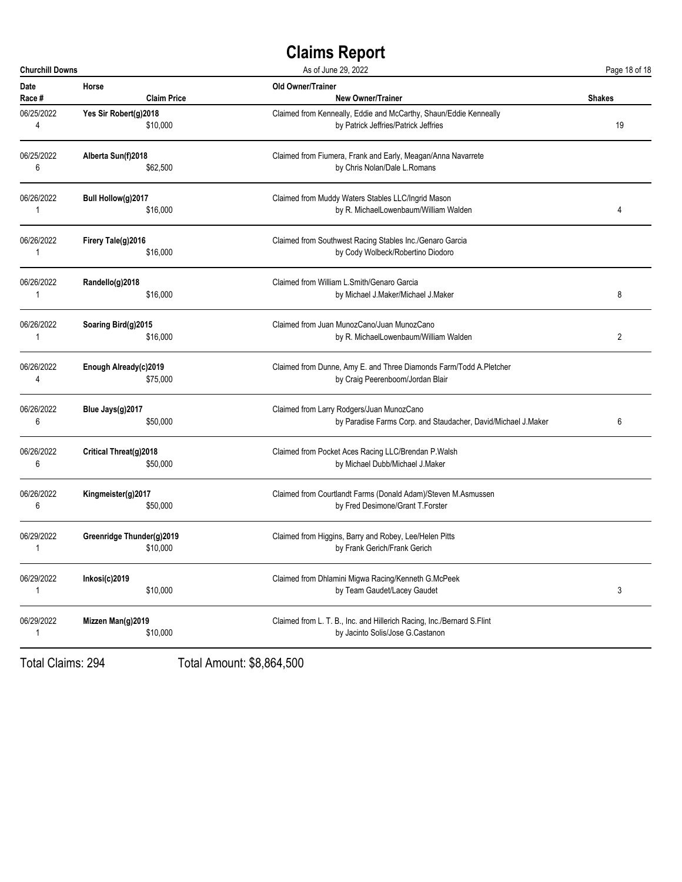# Claims Report

**Churchill Downs** As of June 29, 2022

| Date<br>Race # | Horse<br>Claim Price | Old Owner/Trainer<br>New Owner/Trainer | Shakes |
|---|---|---|---|
| 06/25/2022<br>4 | **Yes Sir Robert(g)2018**<br>$10,000 | Claimed from Kenneally, Eddie and McCarthy, Shaun/Eddie Kenneally<br>by Patrick Jeffries/Patrick Jeffries | 19 |
| 06/25/2022<br>6 | **Alberta Sun(f)2018**<br>$62,500 | Claimed from Fiumera, Frank and Early, Meagan/Anna Navarrete<br>by Chris Nolan/Dale L.Romans | |
| 06/26/2022<br>1 | **Bull Hollow(g)2017**<br>$16,000 | Claimed from Muddy Waters Stables LLC/Ingrid Mason<br>by R. MichaelLowenbaum/William Walden | 4 |
| 06/26/2022<br>1 | **Firery Tale(g)2016**<br>$16,000 | Claimed from Southwest Racing Stables Inc./Genaro Garcia<br>by Cody Wolbeck/Robertino Diodoro | |
| 06/26/2022<br>1 | **Randello(g)2018**<br>$16,000 | Claimed from William L.Smith/Genaro Garcia<br>by Michael J.Maker/Michael J.Maker | 8 |
| 06/26/2022<br>1 | **Soaring Bird(g)2015**<br>$16,000 | Claimed from Juan MunozCano/Juan MunozCano<br>by R. MichaelLowenbaum/William Walden | 2 |
| 06/26/2022<br>4 | **Enough Already(c)2019**<br>$75,000 | Claimed from Dunne, Amy E. and Three Diamonds Farm/Todd A.Pletcher<br>by Craig Peerenboom/Jordan Blair | |
| 06/26/2022<br>6 | **Blue Jays(g)2017**<br>$50,000 | Claimed from Larry Rodgers/Juan MunozCano<br>by Paradise Farms Corp. and Staudacher, David/Michael J.Maker | 6 |
| 06/26/2022<br>6 | **Critical Threat(g)2018**<br>$50,000 | Claimed from Pocket Aces Racing LLC/Brendan P.Walsh<br>by Michael Dubb/Michael J.Maker | |
| 06/26/2022<br>6 | **Kingmeister(g)2017**<br>$50,000 | Claimed from Courtlandt Farms (Donald Adam)/Steven M.Asmussen<br>by Fred Desimone/Grant T.Forster | |
| 06/29/2022<br>1 | **Greenridge Thunder(g)2019**<br>$10,000 | Claimed from Higgins, Barry and Robey, Lee/Helen Pitts<br>by Frank Gerich/Frank Gerich | |
| 06/29/2022<br>1 | **Inkosi(c)2019**<br>$10,000 | Claimed from Dhlamini Migwa Racing/Kenneth G.McPeek<br>by Team Gaudet/Lacey Gaudet | 3 |
| 06/29/2022<br>1 | **Mizzen Man(g)2019**<br>$10,000 | Claimed from L. T. B., Inc. and Hillerich Racing, Inc./Bernard S.Flint<br>by Jacinto Solis/Jose G.Castanon | |

Total Claims: 294 Total Amount: $8,864,500